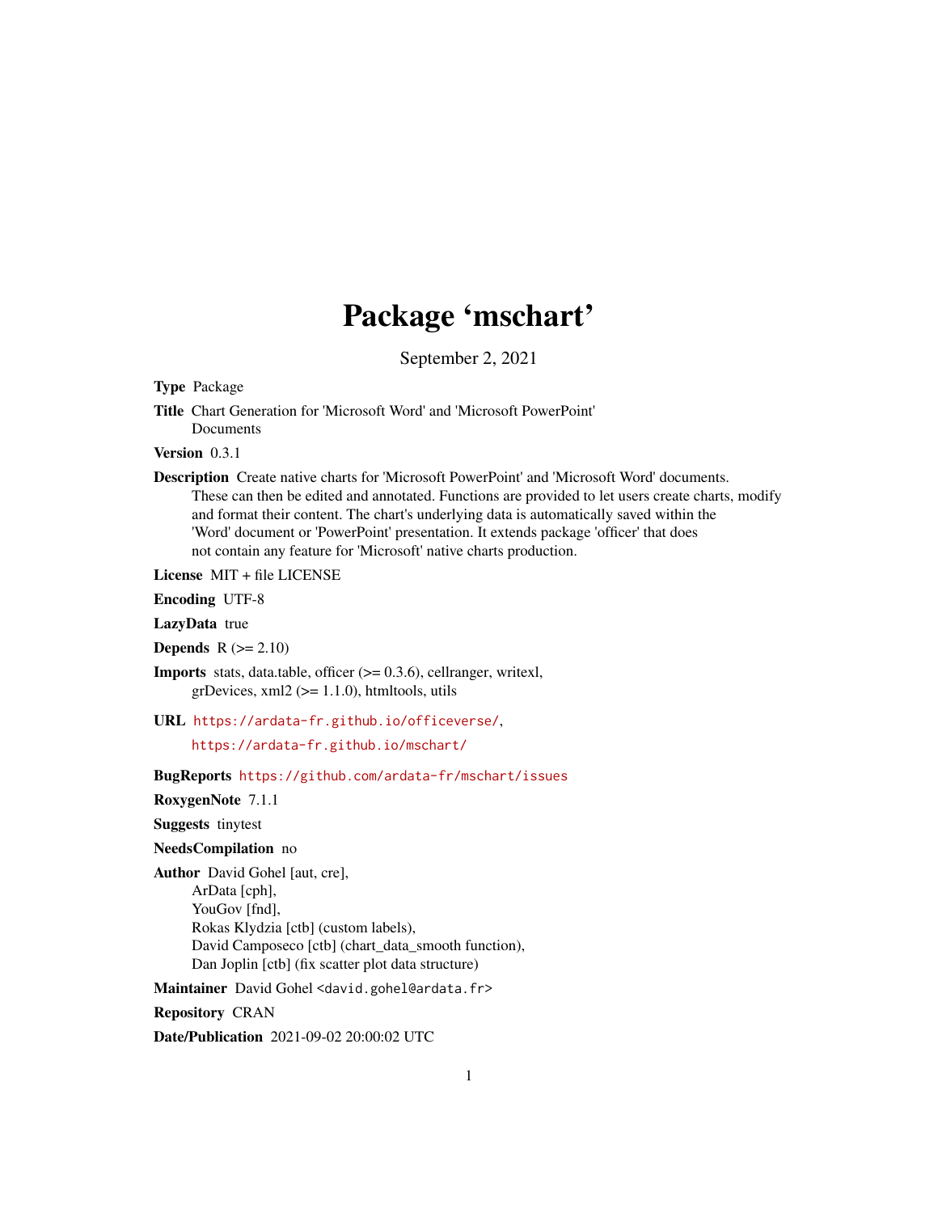# Package 'mschart'

September 2, 2021

**Type** Package

**Title** Chart Generation for 'Microsoft Word' and 'Microsoft PowerPoint' Documents

**Version** 0.3.1

**Description** Create native charts for 'Microsoft PowerPoint' and 'Microsoft Word' documents. These can then be edited and annotated. Functions are provided to let users create charts, modify and format their content. The chart's underlying data is automatically saved within the 'Word' document or 'PowerPoint' presentation. It extends package 'officer' that does not contain any feature for 'Microsoft' native charts production.

**License** MIT + file LICENSE

**Encoding** UTF-8

**LazyData** true

**Depends** R (>= 2.10)

**Imports** stats, data.table, officer (>= 0.3.6), cellranger, writexl, grDevices, xml2 (>= 1.1.0), htmltools, utils

**URL** https://ardata-fr.github.io/officeverse/,
https://ardata-fr.github.io/mschart/

**BugReports** https://github.com/ardata-fr/mschart/issues

**RoxygenNote** 7.1.1

**Suggests** tinytest

**NeedsCompilation** no

**Author** David Gohel [aut, cre],
ArData [cph],
YouGov [fnd],
Rokas Klydzia [ctb] (custom labels),
David Camposeco [ctb] (chart_data_smooth function),
Dan Joplin [ctb] (fix scatter plot data structure)

**Maintainer** David Gohel <david.gohel@ardata.fr>

**Repository** CRAN

**Date/Publication** 2021-09-02 20:00:02 UTC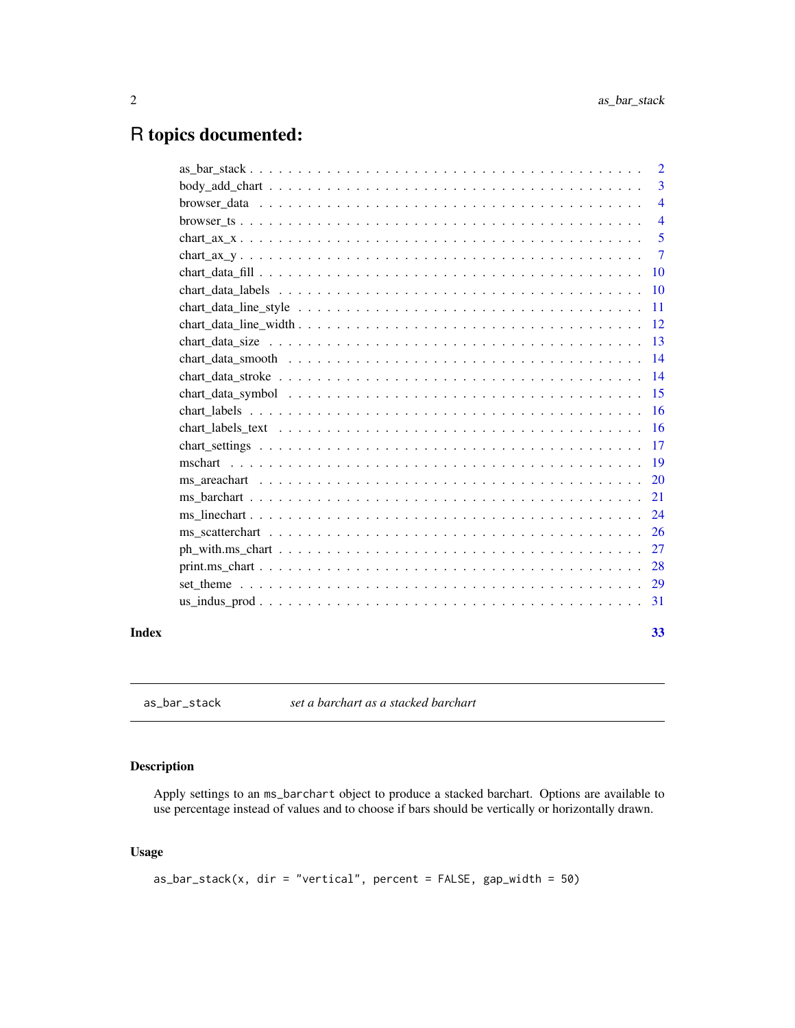# R topics documented:

| | |
|---|---|
| as_bar_stack | 2 |
| body_add_chart | 3 |
| browser_data | 4 |
| browser_ts | 4 |
| chart_ax_x | 5 |
| chart_ax_y | 7 |
| chart_data_fill | 10 |
| chart_data_labels | 10 |
| chart_data_line_style | 11 |
| chart_data_line_width | 12 |
| chart_data_size | 13 |
| chart_data_smooth | 14 |
| chart_data_stroke | 14 |
| chart_data_symbol | 15 |
| chart_labels | 16 |
| chart_labels_text | 16 |
| chart_settings | 17 |
| mschart | 19 |
| ms_areachart | 20 |
| ms_barchart | 21 |
| ms_linechart | 24 |
| ms_scatterchart | 26 |
| ph_with.ms_chart | 27 |
| print.ms_chart | 28 |
| set_theme | 29 |
| us_indus_prod | 31 |

**Index** **33**

---

`as_bar_stack` *set a barchart as a stacked barchart*

---

## Description

Apply settings to an `ms_barchart` object to produce a stacked barchart. Options are available to use percentage instead of values and to choose if bars should be vertically or horizontally drawn.

## Usage

```
as_bar_stack(x, dir = "vertical", percent = FALSE, gap_width = 50)
```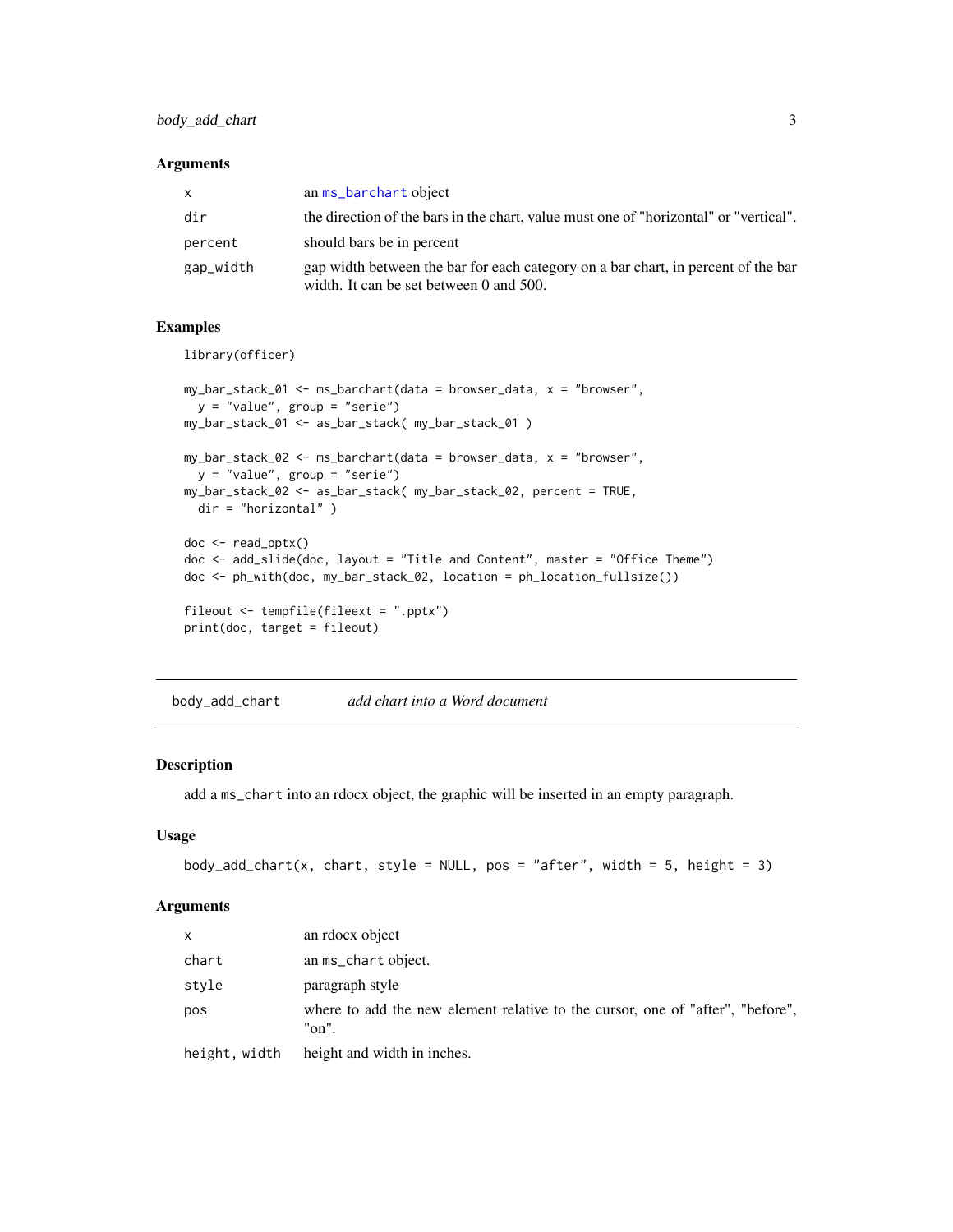## Arguments

| | |
|---|---|
| x | an ms_barchart object |
| dir | the direction of the bars in the chart, value must one of "horizontal" or "vertical". |
| percent | should bars be in percent |
| gap_width | gap width between the bar for each category on a bar chart, in percent of the bar width. It can be set between 0 and 500. |

## Examples

```
library(officer)

my_bar_stack_01 <- ms_barchart(data = browser_data, x = "browser",
  y = "value", group = "serie")
my_bar_stack_01 <- as_bar_stack( my_bar_stack_01 )

my_bar_stack_02 <- ms_barchart(data = browser_data, x = "browser",
  y = "value", group = "serie")
my_bar_stack_02 <- as_bar_stack( my_bar_stack_02, percent = TRUE,
  dir = "horizontal" )

doc <- read_pptx()
doc <- add_slide(doc, layout = "Title and Content", master = "Office Theme")
doc <- ph_with(doc, my_bar_stack_02, location = ph_location_fullsize())

fileout <- tempfile(fileext = ".pptx")
print(doc, target = fileout)
```

---

# body_add_chart — *add chart into a Word document*

---

## Description

add a ms_chart into an rdocx object, the graphic will be inserted in an empty paragraph.

## Usage

```
body_add_chart(x, chart, style = NULL, pos = "after", width = 5, height = 3)
```

## Arguments

| | |
|---|---|
| x | an rdocx object |
| chart | an ms_chart object. |
| style | paragraph style |
| pos | where to add the new element relative to the cursor, one of "after", "before", "on". |
| height, width | height and width in inches. |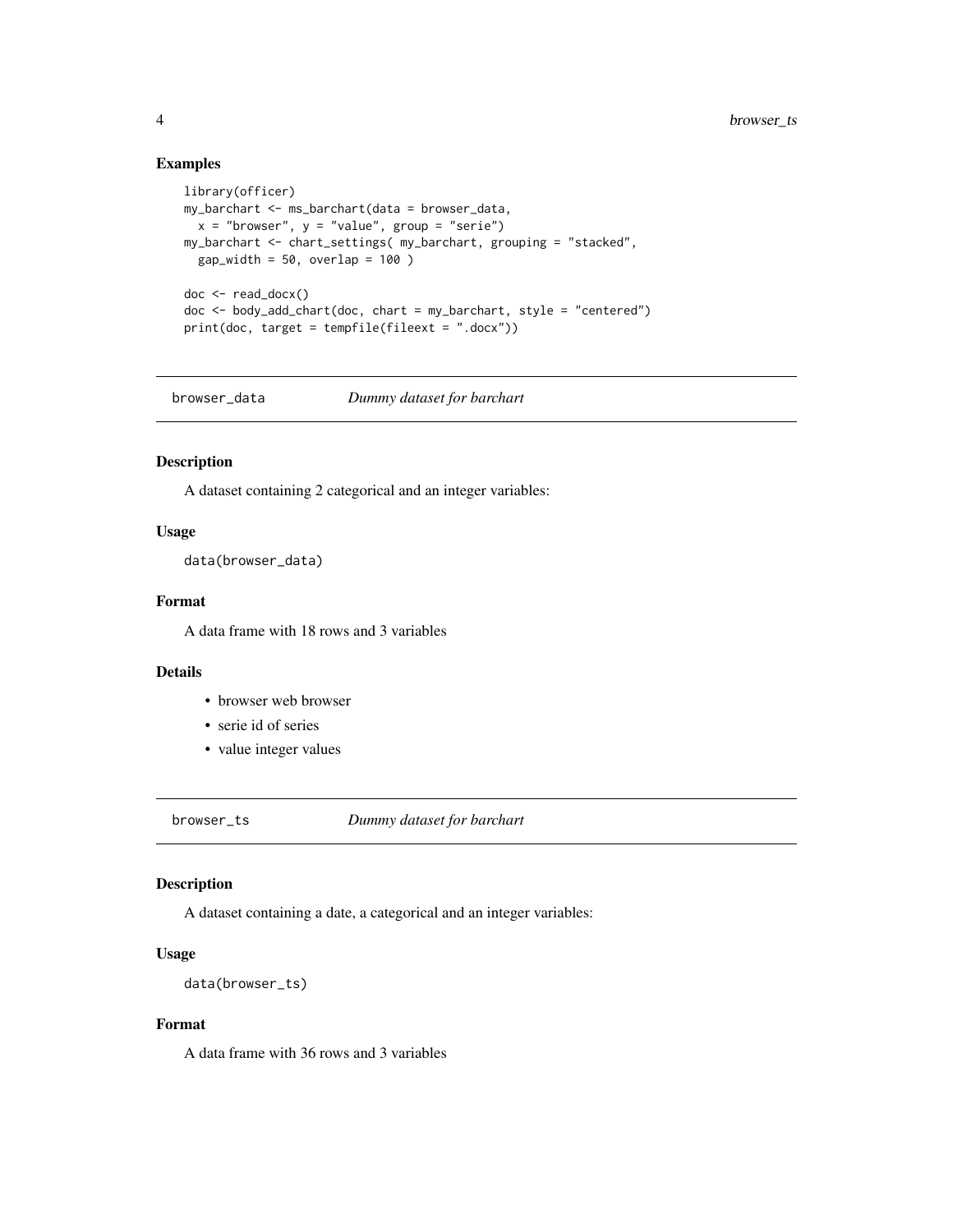### Examples

```
library(officer)
my_barchart <- ms_barchart(data = browser_data,
  x = "browser", y = "value", group = "serie")
my_barchart <- chart_settings( my_barchart, grouping = "stacked",
  gap_width = 50, overlap = 100 )

doc <- read_docx()
doc <- body_add_chart(doc, chart = my_barchart, style = "centered")
print(doc, target = tempfile(fileext = ".docx"))
```

## browser_data *Dummy dataset for barchart*

### Description

A dataset containing 2 categorical and an integer variables:

### Usage

```
data(browser_data)
```

### Format

A data frame with 18 rows and 3 variables

### Details

- browser web browser
- serie id of series
- value integer values

## browser_ts *Dummy dataset for barchart*

### Description

A dataset containing a date, a categorical and an integer variables:

### Usage

```
data(browser_ts)
```

### Format

A data frame with 36 rows and 3 variables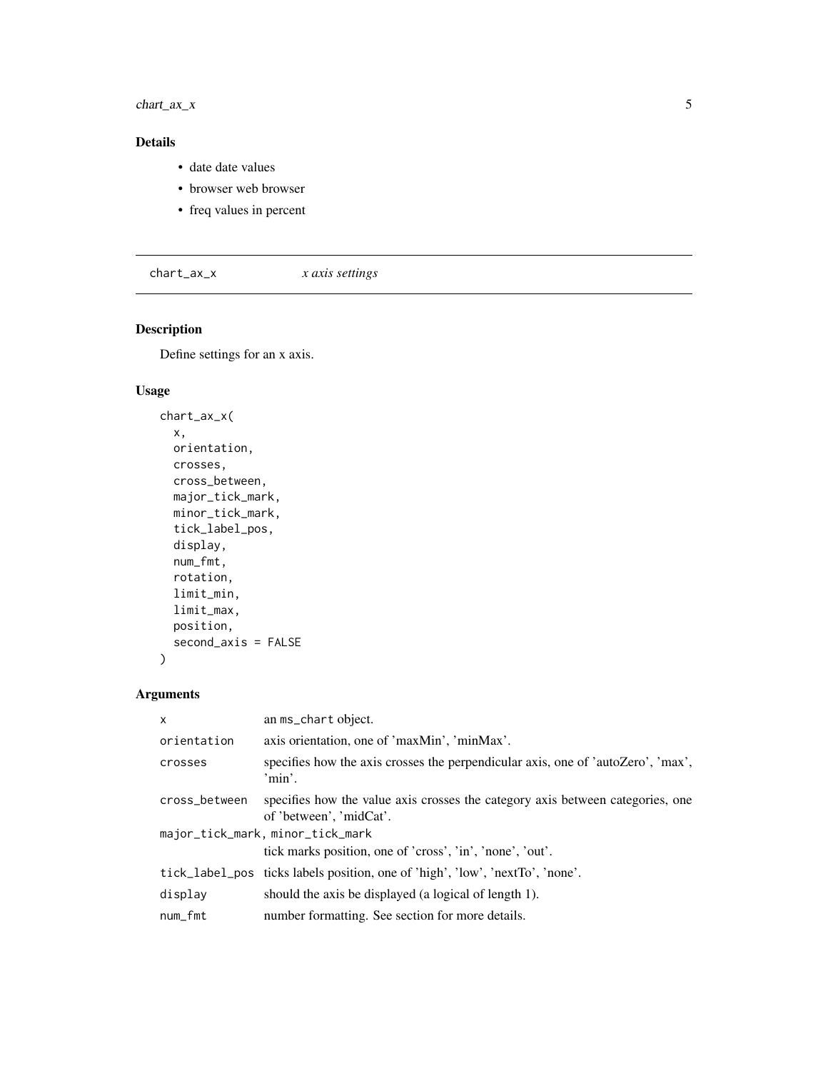### Details

- date date values
- browser web browser
- freq values in percent

---

## chart_ax_x — *x axis settings*

---

### Description

Define settings for an x axis.

### Usage

```
chart_ax_x(
  x,
  orientation,
  crosses,
  cross_between,
  major_tick_mark,
  minor_tick_mark,
  tick_label_pos,
  display,
  num_fmt,
  rotation,
  limit_min,
  limit_max,
  position,
  second_axis = FALSE
)
```

### Arguments

| | |
|---|---|
| `x` | an `ms_chart` object. |
| `orientation` | axis orientation, one of 'maxMin', 'minMax'. |
| `crosses` | specifies how the axis crosses the perpendicular axis, one of 'autoZero', 'max', 'min'. |
| `cross_between` | specifies how the value axis crosses the category axis between categories, one of 'between', 'midCat'. |
| `major_tick_mark, minor_tick_mark` | tick marks position, one of 'cross', 'in', 'none', 'out'. |
| `tick_label_pos` | ticks labels position, one of 'high', 'low', 'nextTo', 'none'. |
| `display` | should the axis be displayed (a logical of length 1). |
| `num_fmt` | number formatting. See section for more details. |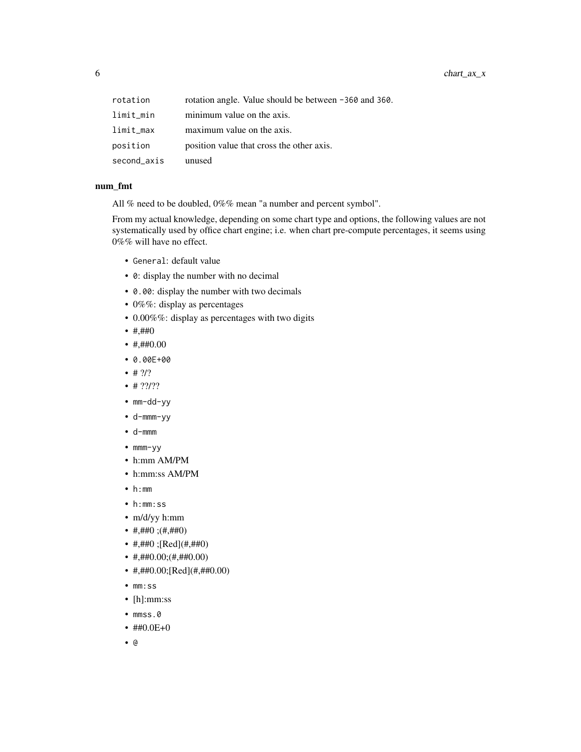| | |
|---|---|
| rotation | rotation angle. Value should be between -360 and 360. |
| limit_min | minimum value on the axis. |
| limit_max | maximum value on the axis. |
| position | position value that cross the other axis. |
| second_axis | unused |

### num_fmt

All % need to be doubled, 0%% mean "a number and percent symbol".

From my actual knowledge, depending on some chart type and options, the following values are not systematically used by office chart engine; i.e. when chart pre-compute percentages, it seems using 0%% will have no effect.

- `General`: default value
- `0`: display the number with no decimal
- `0.00`: display the number with two decimals
- 0%%: display as percentages
- 0.00%%: display as percentages with two digits
- #,##0
- #,##0.00
- `0.00E+00`
- # ?/?
- # ??/??
- `mm-dd-yy`
- `d-mmm-yy`
- `d-mmm`
- `mmm-yy`
- h:mm AM/PM
- h:mm:ss AM/PM
- `h:mm`
- `h:mm:ss`
- m/d/yy h:mm
- #,##0 ;(#,##0)
- #,##0 ;[Red](#,##0)
- #,##0.00;(#,##0.00)
- #,##0.00;[Red](#,##0.00)
- `mm:ss`
- [h]:mm:ss
- `mmss.0`
- ##0.0E+0
- `@`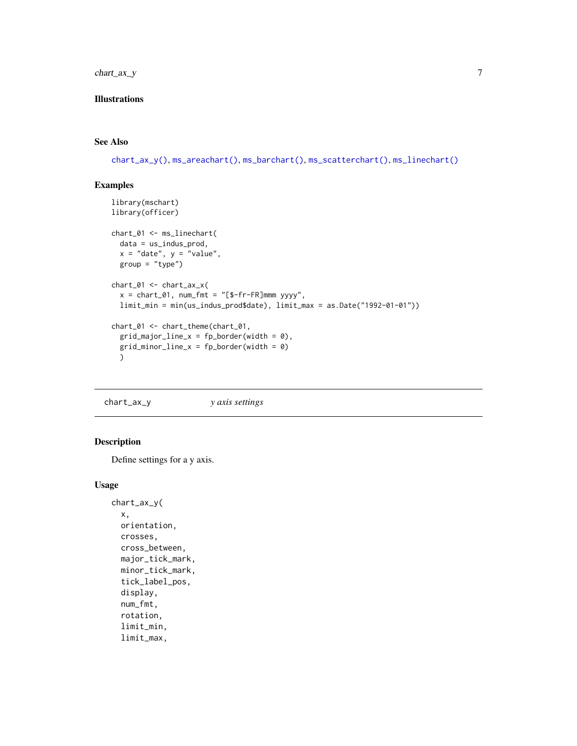## Illustrations

## See Also

chart_ax_y(), ms_areachart(), ms_barchart(), ms_scatterchart(), ms_linechart()

## Examples

```
library(mschart)
library(officer)

chart_01 <- ms_linechart(
  data = us_indus_prod,
  x = "date", y = "value",
  group = "type")

chart_01 <- chart_ax_x(
  x = chart_01, num_fmt = "[$-fr-FR]mmm yyyy",
  limit_min = min(us_indus_prod$date), limit_max = as.Date("1992-01-01"))

chart_01 <- chart_theme(chart_01,
  grid_major_line_x = fp_border(width = 0),
  grid_minor_line_x = fp_border(width = 0)
  )
```

---

# chart_ax_y &nbsp;&nbsp;&nbsp;&nbsp; *y axis settings*

---

## Description

Define settings for a y axis.

## Usage

```
chart_ax_y(
  x,
  orientation,
  crosses,
  cross_between,
  major_tick_mark,
  minor_tick_mark,
  tick_label_pos,
  display,
  num_fmt,
  rotation,
  limit_min,
  limit_max,
```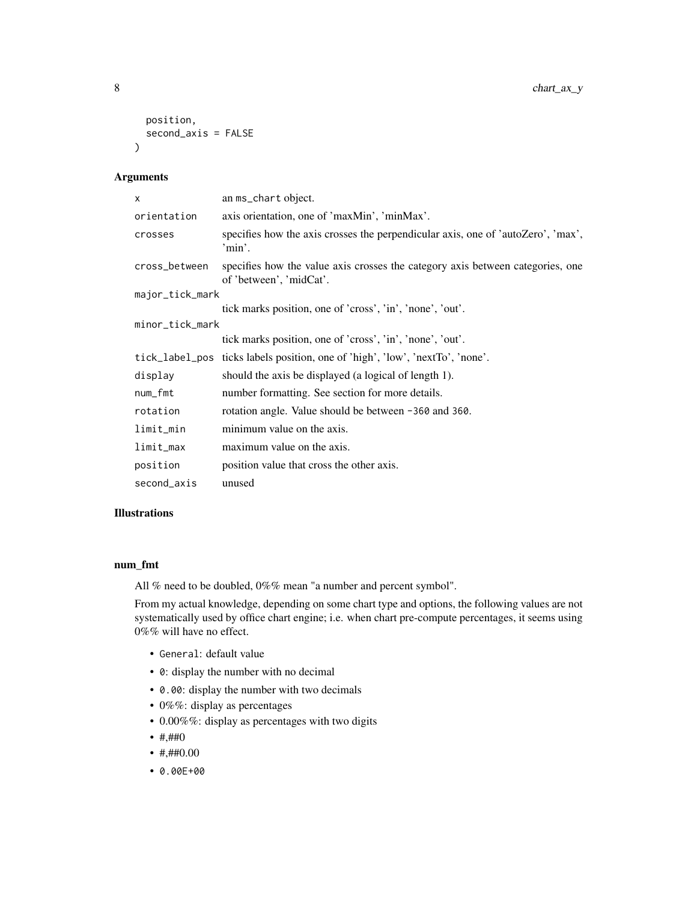```
  position,
  second_axis = FALSE
)
```

### Arguments

| | |
|---|---|
| `x` | an `ms_chart` object. |
| `orientation` | axis orientation, one of 'maxMin', 'minMax'. |
| `crosses` | specifies how the axis crosses the perpendicular axis, one of 'autoZero', 'max', 'min'. |
| `cross_between` | specifies how the value axis crosses the category axis between categories, one of 'between', 'midCat'. |
| `major_tick_mark` | tick marks position, one of 'cross', 'in', 'none', 'out'. |
| `minor_tick_mark` | tick marks position, one of 'cross', 'in', 'none', 'out'. |
| `tick_label_pos` | ticks labels position, one of 'high', 'low', 'nextTo', 'none'. |
| `display` | should the axis be displayed (a logical of length 1). |
| `num_fmt` | number formatting. See section for more details. |
| `rotation` | rotation angle. Value should be between `-360` and `360`. |
| `limit_min` | minimum value on the axis. |
| `limit_max` | maximum value on the axis. |
| `position` | position value that cross the other axis. |
| `second_axis` | unused |

### Illustrations

### num_fmt

All % need to be doubled, 0%% mean "a number and percent symbol".

From my actual knowledge, depending on some chart type and options, the following values are not systematically used by office chart engine; i.e. when chart pre-compute percentages, it seems using 0%% will have no effect.

- `General`: default value
- `0`: display the number with no decimal
- `0.00`: display the number with two decimals
- 0%%: display as percentages
- 0.00%%: display as percentages with two digits
- #,##0
- #,##0.00
- `0.00E+00`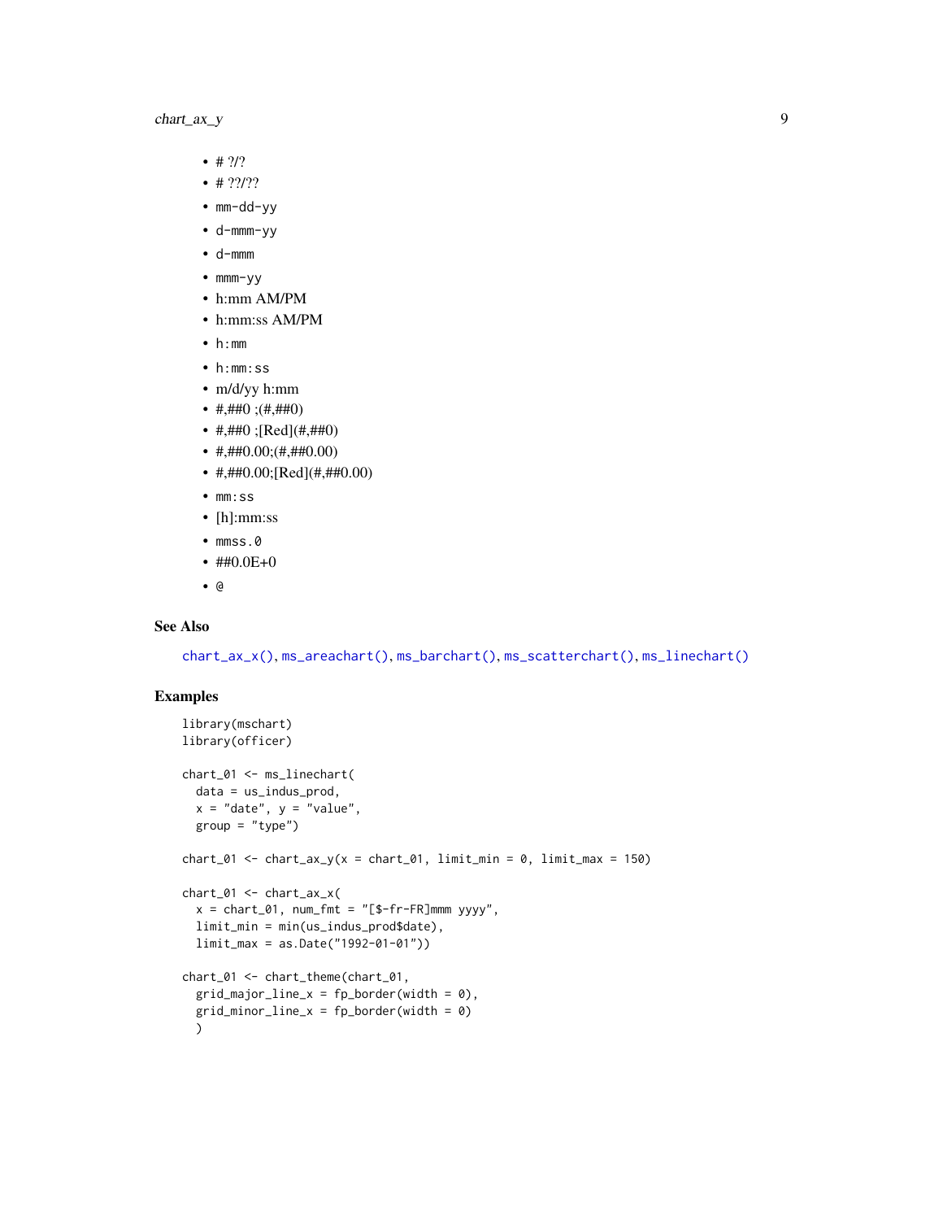- # ?/?
- # ??/??
- mm-dd-yy
- d-mmm-yy
- d-mmm
- mmm-yy
- h:mm AM/PM
- h:mm:ss AM/PM
- h:mm
- h:mm:ss
- m/d/yy h:mm
- #,##0 ;(#,##0)
- #,##0 ;[Red](#,##0)
- #,##0.00;(#,##0.00)
- #,##0.00;[Red](#,##0.00)
- mm:ss
- [h]:mm:ss
- mmss.0
- ##0.0E+0
- @

## See Also

chart_ax_x(), ms_areachart(), ms_barchart(), ms_scatterchart(), ms_linechart()

## Examples

```
library(mschart)
library(officer)

chart_01 <- ms_linechart(
  data = us_indus_prod,
  x = "date", y = "value",
  group = "type")

chart_01 <- chart_ax_y(x = chart_01, limit_min = 0, limit_max = 150)

chart_01 <- chart_ax_x(
  x = chart_01, num_fmt = "[$-fr-FR]mmm yyyy",
  limit_min = min(us_indus_prod$date),
  limit_max = as.Date("1992-01-01"))

chart_01 <- chart_theme(chart_01,
  grid_major_line_x = fp_border(width = 0),
  grid_minor_line_x = fp_border(width = 0)
  )
```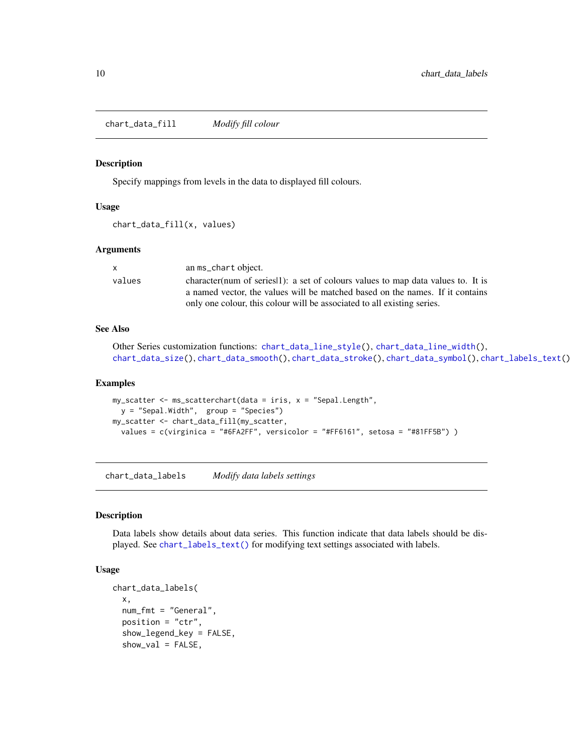## chart_data_fill *Modify fill colour*

### Description

Specify mappings from levels in the data to displayed fill colours.

### Usage

```
chart_data_fill(x, values)
```

### Arguments

| | |
|---|---|
| x | an ms_chart object. |
| values | character(num of series\|1): a set of colours values to map data values to. It is a named vector, the values will be matched based on the names. If it contains only one colour, this colour will be associated to all existing series. |

### See Also

Other Series customization functions: chart_data_line_style(), chart_data_line_width(), chart_data_size(), chart_data_smooth(), chart_data_stroke(), chart_data_symbol(), chart_labels_text()

### Examples

```
my_scatter <- ms_scatterchart(data = iris, x = "Sepal.Length",
  y = "Sepal.Width",  group = "Species")
my_scatter <- chart_data_fill(my_scatter,
  values = c(virginica = "#6FA2FF", versicolor = "#FF6161", setosa = "#81FF5B") )
```

## chart_data_labels *Modify data labels settings*

### Description

Data labels show details about data series. This function indicate that data labels should be displayed. See chart_labels_text() for modifying text settings associated with labels.

### Usage

```
chart_data_labels(
  x,
  num_fmt = "General",
  position = "ctr",
  show_legend_key = FALSE,
  show_val = FALSE,
```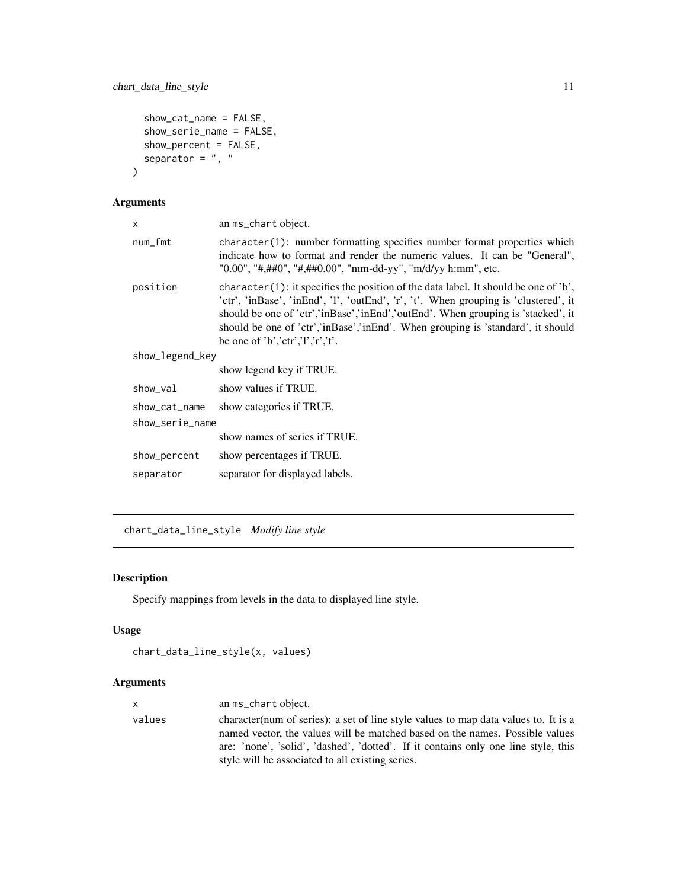```
  show_cat_name = FALSE,
  show_serie_name = FALSE,
  show_percent = FALSE,
  separator = ", "
)
```

### Arguments

| | |
|---|---|
| x | an ms_chart object. |
| num_fmt | character(1): number formatting specifies number format properties which indicate how to format and render the numeric values. It can be "General", "0.00", "#,##0", "#,##0.00", "mm-dd-yy", "m/d/yy h:mm", etc. |
| position | character(1): it specifies the position of the data label. It should be one of 'b', 'ctr', 'inBase', 'inEnd', 'l', 'outEnd', 'r', 't'. When grouping is 'clustered', it should be one of 'ctr','inBase','inEnd','outEnd'. When grouping is 'stacked', it should be one of 'ctr','inBase','inEnd'. When grouping is 'standard', it should be one of 'b','ctr','l','r','t'. |
| show_legend_key | show legend key if TRUE. |
| show_val | show values if TRUE. |
| show_cat_name | show categories if TRUE. |
| show_serie_name | show names of series if TRUE. |
| show_percent | show percentages if TRUE. |
| separator | separator for displayed labels. |

---

## chart_data_line_style *Modify line style*

### Description

Specify mappings from levels in the data to displayed line style.

### Usage

```
chart_data_line_style(x, values)
```

### Arguments

| | |
|---|---|
| x | an ms_chart object. |
| values | character(num of series): a set of line style values to map data values to. It is a named vector, the values will be matched based on the names. Possible values are: 'none', 'solid', 'dashed', 'dotted'. If it contains only one line style, this style will be associated to all existing series. |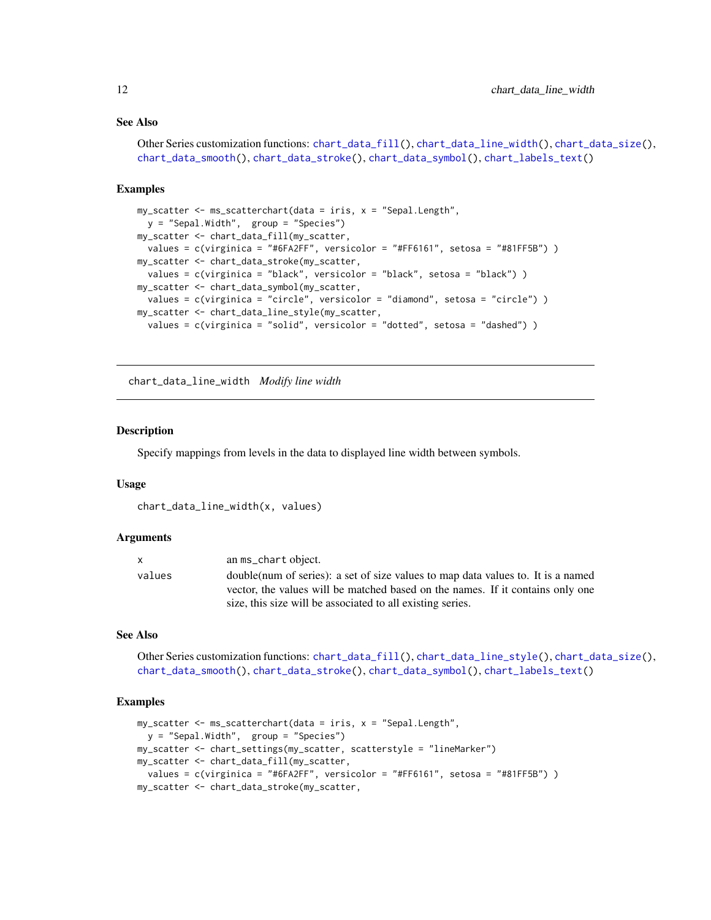### See Also

Other Series customization functions: `chart_data_fill()`, `chart_data_line_width()`, `chart_data_size()`, `chart_data_smooth()`, `chart_data_stroke()`, `chart_data_symbol()`, `chart_labels_text()`

### Examples

```
my_scatter <- ms_scatterchart(data = iris, x = "Sepal.Length",
  y = "Sepal.Width",  group = "Species")
my_scatter <- chart_data_fill(my_scatter,
  values = c(virginica = "#6FA2FF", versicolor = "#FF6161", setosa = "#81FF5B") )
my_scatter <- chart_data_stroke(my_scatter,
  values = c(virginica = "black", versicolor = "black", setosa = "black") )
my_scatter <- chart_data_symbol(my_scatter,
  values = c(virginica = "circle", versicolor = "diamond", setosa = "circle") )
my_scatter <- chart_data_line_style(my_scatter,
  values = c(virginica = "solid", versicolor = "dotted", setosa = "dashed") )
```

---

## chart_data_line_width   *Modify line width*

### Description

Specify mappings from levels in the data to displayed line width between symbols.

### Usage

```
chart_data_line_width(x, values)
```

### Arguments

| | |
|---|---|
| x | an `ms_chart` object. |
| values | double(num of series): a set of size values to map data values to. It is a named vector, the values will be matched based on the names. If it contains only one size, this size will be associated to all existing series. |

### See Also

Other Series customization functions: `chart_data_fill()`, `chart_data_line_style()`, `chart_data_size()`, `chart_data_smooth()`, `chart_data_stroke()`, `chart_data_symbol()`, `chart_labels_text()`

### Examples

```
my_scatter <- ms_scatterchart(data = iris, x = "Sepal.Length",
  y = "Sepal.Width",  group = "Species")
my_scatter <- chart_settings(my_scatter, scatterstyle = "lineMarker")
my_scatter <- chart_data_fill(my_scatter,
  values = c(virginica = "#6FA2FF", versicolor = "#FF6161", setosa = "#81FF5B") )
my_scatter <- chart_data_stroke(my_scatter,
```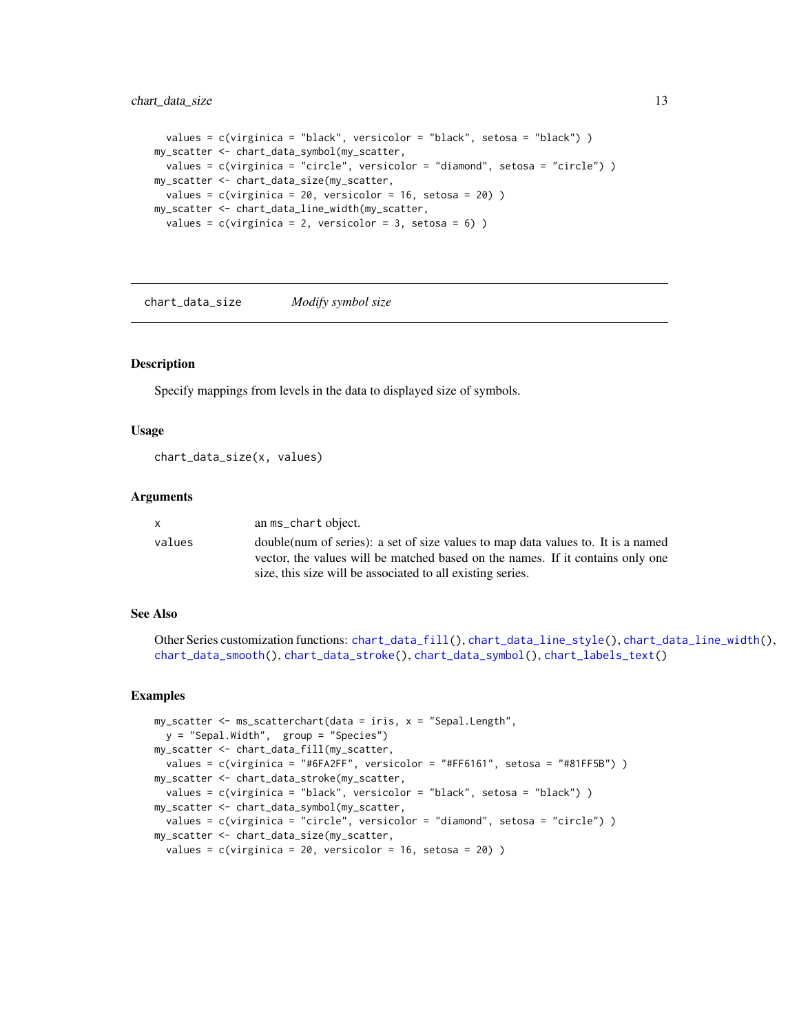```
  values = c(virginica = "black", versicolor = "black", setosa = "black") )
my_scatter <- chart_data_symbol(my_scatter,
  values = c(virginica = "circle", versicolor = "diamond", setosa = "circle") )
my_scatter <- chart_data_size(my_scatter,
  values = c(virginica = 20, versicolor = 16, setosa = 20) )
my_scatter <- chart_data_line_width(my_scatter,
  values = c(virginica = 2, versicolor = 3, setosa = 6) )
```

## chart_data_size *Modify symbol size*

### Description

Specify mappings from levels in the data to displayed size of symbols.

### Usage

```
chart_data_size(x, values)
```

### Arguments

| | |
|---|---|
| x | an ms_chart object. |
| values | double(num of series): a set of size values to map data values to. It is a named vector, the values will be matched based on the names. If it contains only one size, this size will be associated to all existing series. |

### See Also

Other Series customization functions: chart_data_fill(), chart_data_line_style(), chart_data_line_width(), chart_data_smooth(), chart_data_stroke(), chart_data_symbol(), chart_labels_text()

### Examples

```
my_scatter <- ms_scatterchart(data = iris, x = "Sepal.Length",
  y = "Sepal.Width",  group = "Species")
my_scatter <- chart_data_fill(my_scatter,
  values = c(virginica = "#6FA2FF", versicolor = "#FF6161", setosa = "#81FF5B") )
my_scatter <- chart_data_stroke(my_scatter,
  values = c(virginica = "black", versicolor = "black", setosa = "black") )
my_scatter <- chart_data_symbol(my_scatter,
  values = c(virginica = "circle", versicolor = "diamond", setosa = "circle") )
my_scatter <- chart_data_size(my_scatter,
  values = c(virginica = 20, versicolor = 16, setosa = 20) )
```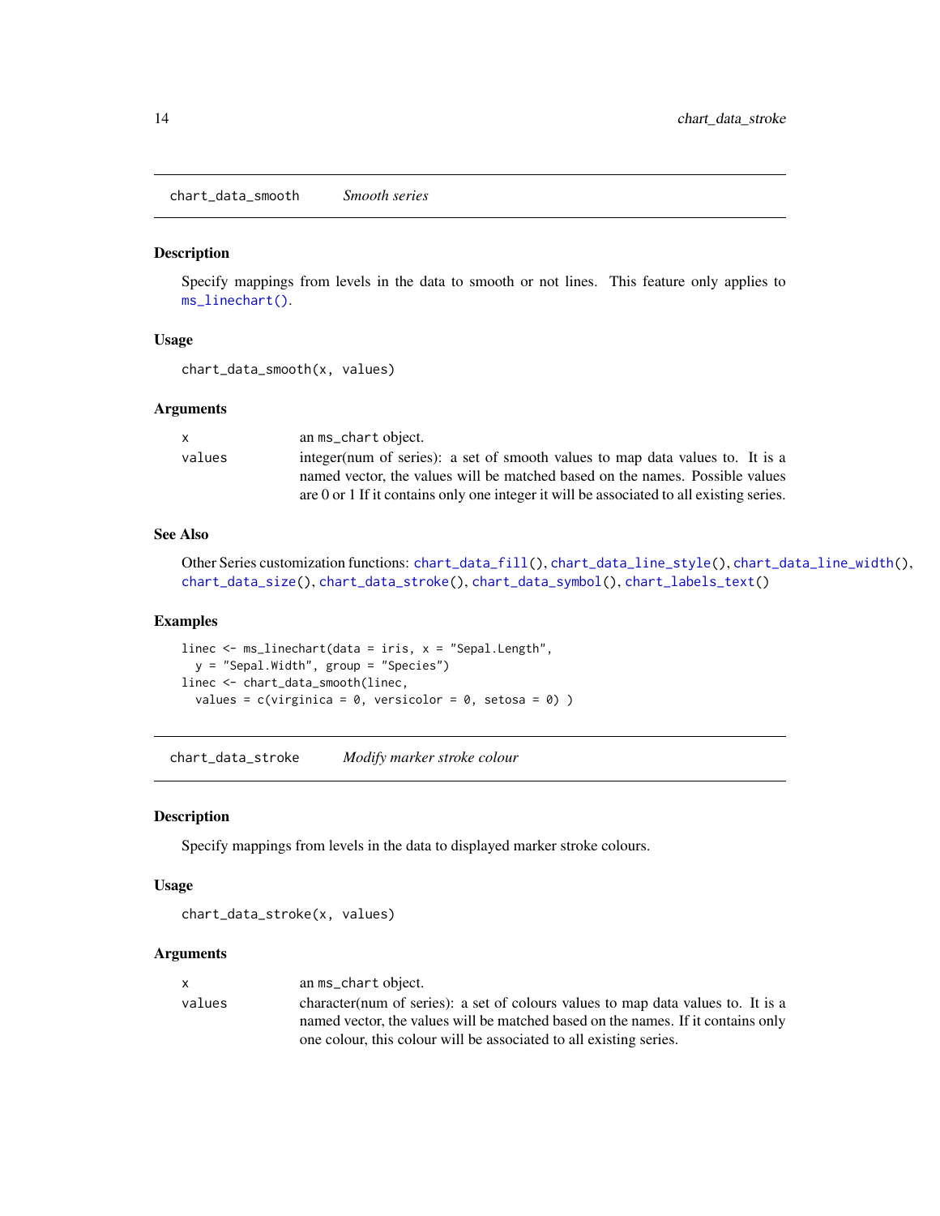## chart_data_smooth *Smooth series*

### Description

Specify mappings from levels in the data to smooth or not lines. This feature only applies to ms_linechart().

### Usage

```
chart_data_smooth(x, values)
```

### Arguments

| | |
|---|---|
| x | an ms_chart object. |
| values | integer(num of series): a set of smooth values to map data values to. It is a named vector, the values will be matched based on the names. Possible values are 0 or 1 If it contains only one integer it will be associated to all existing series. |

### See Also

Other Series customization functions: chart_data_fill(), chart_data_line_style(), chart_data_line_width(), chart_data_size(), chart_data_stroke(), chart_data_symbol(), chart_labels_text()

### Examples

```
linec <- ms_linechart(data = iris, x = "Sepal.Length",
  y = "Sepal.Width", group = "Species")
linec <- chart_data_smooth(linec,
  values = c(virginica = 0, versicolor = 0, setosa = 0) )
```

## chart_data_stroke *Modify marker stroke colour*

### Description

Specify mappings from levels in the data to displayed marker stroke colours.

### Usage

```
chart_data_stroke(x, values)
```

### Arguments

| | |
|---|---|
| x | an ms_chart object. |
| values | character(num of series): a set of colours values to map data values to. It is a named vector, the values will be matched based on the names. If it contains only one colour, this colour will be associated to all existing series. |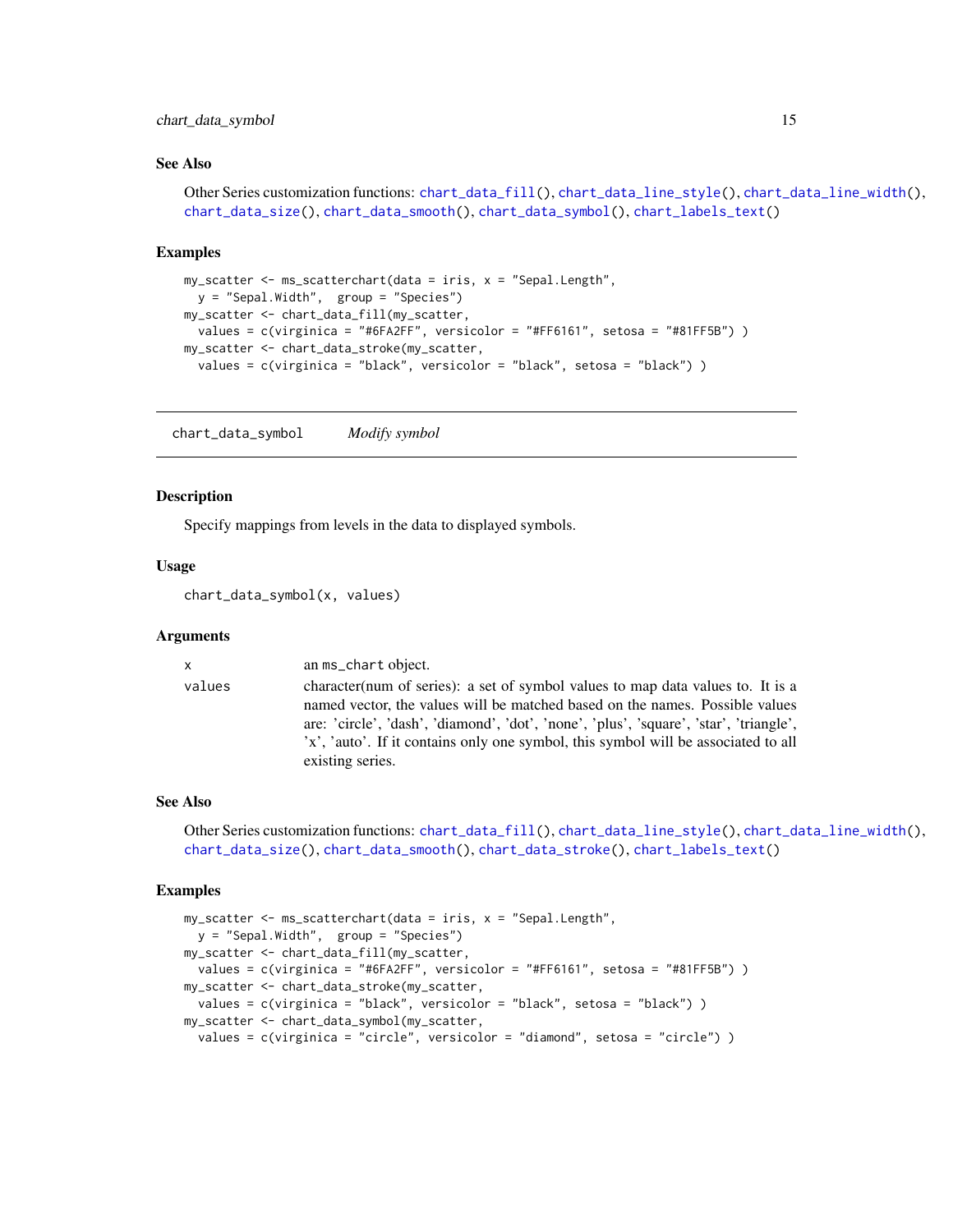### See Also

Other Series customization functions: `chart_data_fill()`, `chart_data_line_style()`, `chart_data_line_width()`, `chart_data_size()`, `chart_data_smooth()`, `chart_data_symbol()`, `chart_labels_text()`

### Examples

```
my_scatter <- ms_scatterchart(data = iris, x = "Sepal.Length",
  y = "Sepal.Width",  group = "Species")
my_scatter <- chart_data_fill(my_scatter,
  values = c(virginica = "#6FA2FF", versicolor = "#FF6161", setosa = "#81FF5B") )
my_scatter <- chart_data_stroke(my_scatter,
  values = c(virginica = "black", versicolor = "black", setosa = "black") )
```

---

## chart_data_symbol — *Modify symbol*

### Description

Specify mappings from levels in the data to displayed symbols.

### Usage

```
chart_data_symbol(x, values)
```

### Arguments

| | |
|---|---|
| x | an `ms_chart` object. |
| values | character(num of series): a set of symbol values to map data values to. It is a named vector, the values will be matched based on the names. Possible values are: 'circle', 'dash', 'diamond', 'dot', 'none', 'plus', 'square', 'star', 'triangle', 'x', 'auto'. If it contains only one symbol, this symbol will be associated to all existing series. |

### See Also

Other Series customization functions: `chart_data_fill()`, `chart_data_line_style()`, `chart_data_line_width()`, `chart_data_size()`, `chart_data_smooth()`, `chart_data_stroke()`, `chart_labels_text()`

### Examples

```
my_scatter <- ms_scatterchart(data = iris, x = "Sepal.Length",
  y = "Sepal.Width",  group = "Species")
my_scatter <- chart_data_fill(my_scatter,
  values = c(virginica = "#6FA2FF", versicolor = "#FF6161", setosa = "#81FF5B") )
my_scatter <- chart_data_stroke(my_scatter,
  values = c(virginica = "black", versicolor = "black", setosa = "black") )
my_scatter <- chart_data_symbol(my_scatter,
  values = c(virginica = "circle", versicolor = "diamond", setosa = "circle") )
```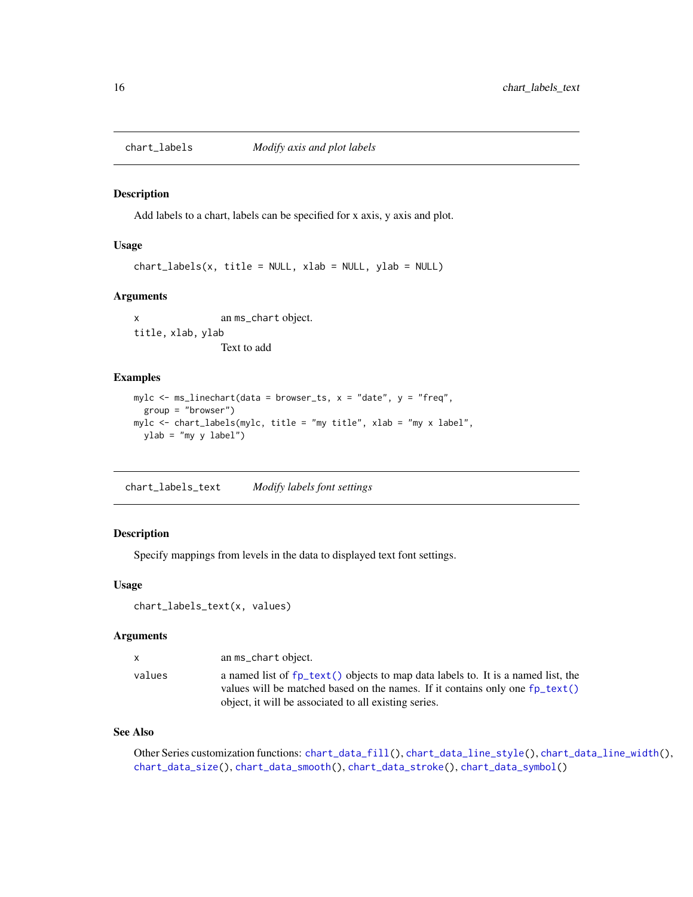## chart_labels — *Modify axis and plot labels*

### Description

Add labels to a chart, labels can be specified for x axis, y axis and plot.

### Usage

```
chart_labels(x, title = NULL, xlab = NULL, ylab = NULL)
```

### Arguments

| | |
|---|---|
| x | an ms_chart object. |
| title, xlab, ylab | Text to add |

### Examples

```
mylc <- ms_linechart(data = browser_ts, x = "date", y = "freq",
  group = "browser")
mylc <- chart_labels(mylc, title = "my title", xlab = "my x label",
  ylab = "my y label")
```

## chart_labels_text — *Modify labels font settings*

### Description

Specify mappings from levels in the data to displayed text font settings.

### Usage

```
chart_labels_text(x, values)
```

### Arguments

| | |
|---|---|
| x | an ms_chart object. |
| values | a named list of fp_text() objects to map data labels to. It is a named list, the values will be matched based on the names. If it contains only one fp_text() object, it will be associated to all existing series. |

### See Also

Other Series customization functions: chart_data_fill(), chart_data_line_style(), chart_data_line_width(), chart_data_size(), chart_data_smooth(), chart_data_stroke(), chart_data_symbol()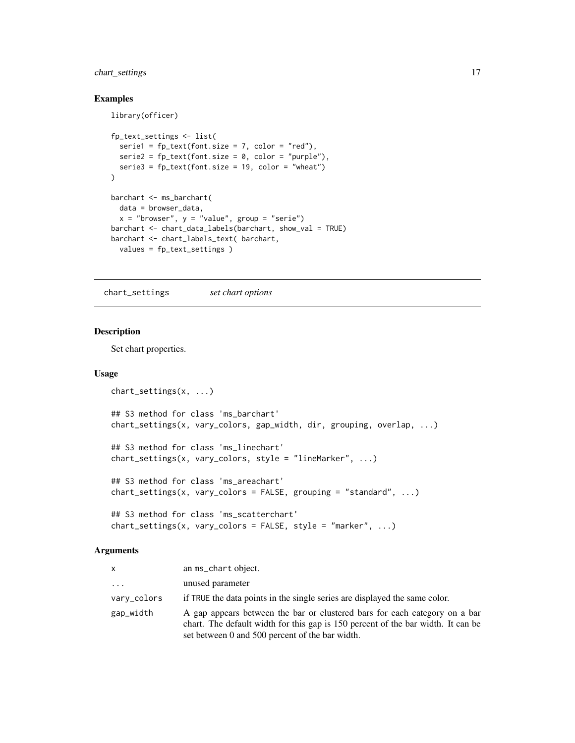## Examples

```
library(officer)

fp_text_settings <- list(
  serie1 = fp_text(font.size = 7, color = "red"),
  serie2 = fp_text(font.size = 0, color = "purple"),
  serie3 = fp_text(font.size = 19, color = "wheat")
)

barchart <- ms_barchart(
  data = browser_data,
  x = "browser", y = "value", group = "serie")
barchart <- chart_data_labels(barchart, show_val = TRUE)
barchart <- chart_labels_text( barchart,
  values = fp_text_settings )
```

---

# chart_settings *set chart options*

---

## Description

Set chart properties.

## Usage

```
chart_settings(x, ...)

## S3 method for class 'ms_barchart'
chart_settings(x, vary_colors, gap_width, dir, grouping, overlap, ...)

## S3 method for class 'ms_linechart'
chart_settings(x, vary_colors, style = "lineMarker", ...)

## S3 method for class 'ms_areachart'
chart_settings(x, vary_colors = FALSE, grouping = "standard", ...)

## S3 method for class 'ms_scatterchart'
chart_settings(x, vary_colors = FALSE, style = "marker", ...)
```

## Arguments

| | |
|---|---|
| `x` | an `ms_chart` object. |
| `...` | unused parameter |
| `vary_colors` | if `TRUE` the data points in the single series are displayed the same color. |
| `gap_width` | A gap appears between the bar or clustered bars for each category on a bar chart. The default width for this gap is 150 percent of the bar width. It can be set between 0 and 500 percent of the bar width. |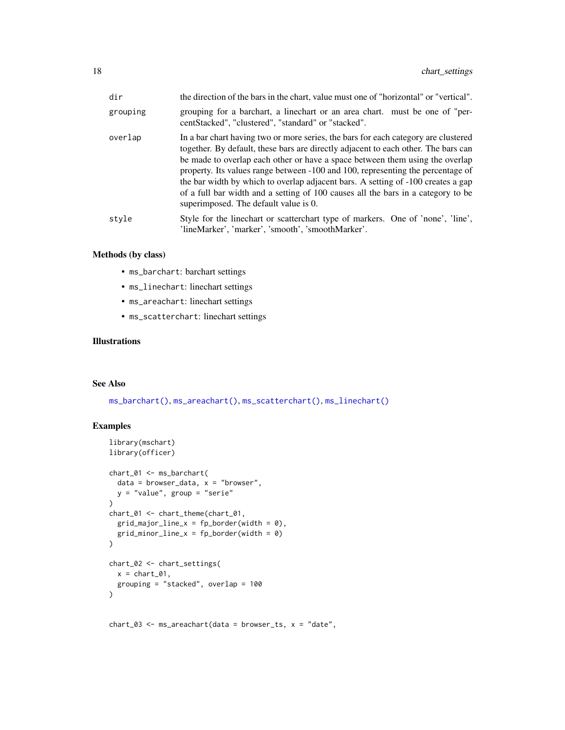| | |
|---|---|
| dir | the direction of the bars in the chart, value must one of "horizontal" or "vertical". |
| grouping | grouping for a barchart, a linechart or an area chart. must be one of "percentStacked", "clustered", "standard" or "stacked". |
| overlap | In a bar chart having two or more series, the bars for each category are clustered together. By default, these bars are directly adjacent to each other. The bars can be made to overlap each other or have a space between them using the overlap property. Its values range between -100 and 100, representing the percentage of the bar width by which to overlap adjacent bars. A setting of -100 creates a gap of a full bar width and a setting of 100 causes all the bars in a category to be superimposed. The default value is 0. |
| style | Style for the linechart or scatterchart type of markers. One of 'none', 'line', 'lineMarker', 'marker', 'smooth', 'smoothMarker'. |

### Methods (by class)

- `ms_barchart`: barchart settings
- `ms_linechart`: linechart settings
- `ms_areachart`: linechart settings
- `ms_scatterchart`: linechart settings

### Illustrations

### See Also

`ms_barchart()`, `ms_areachart()`, `ms_scatterchart()`, `ms_linechart()`

### Examples

```
library(mschart)
library(officer)

chart_01 <- ms_barchart(
  data = browser_data, x = "browser",
  y = "value", group = "serie"
)
chart_01 <- chart_theme(chart_01,
  grid_major_line_x = fp_border(width = 0),
  grid_minor_line_x = fp_border(width = 0)
)

chart_02 <- chart_settings(
  x = chart_01,
  grouping = "stacked", overlap = 100
)


chart_03 <- ms_areachart(data = browser_ts, x = "date",
```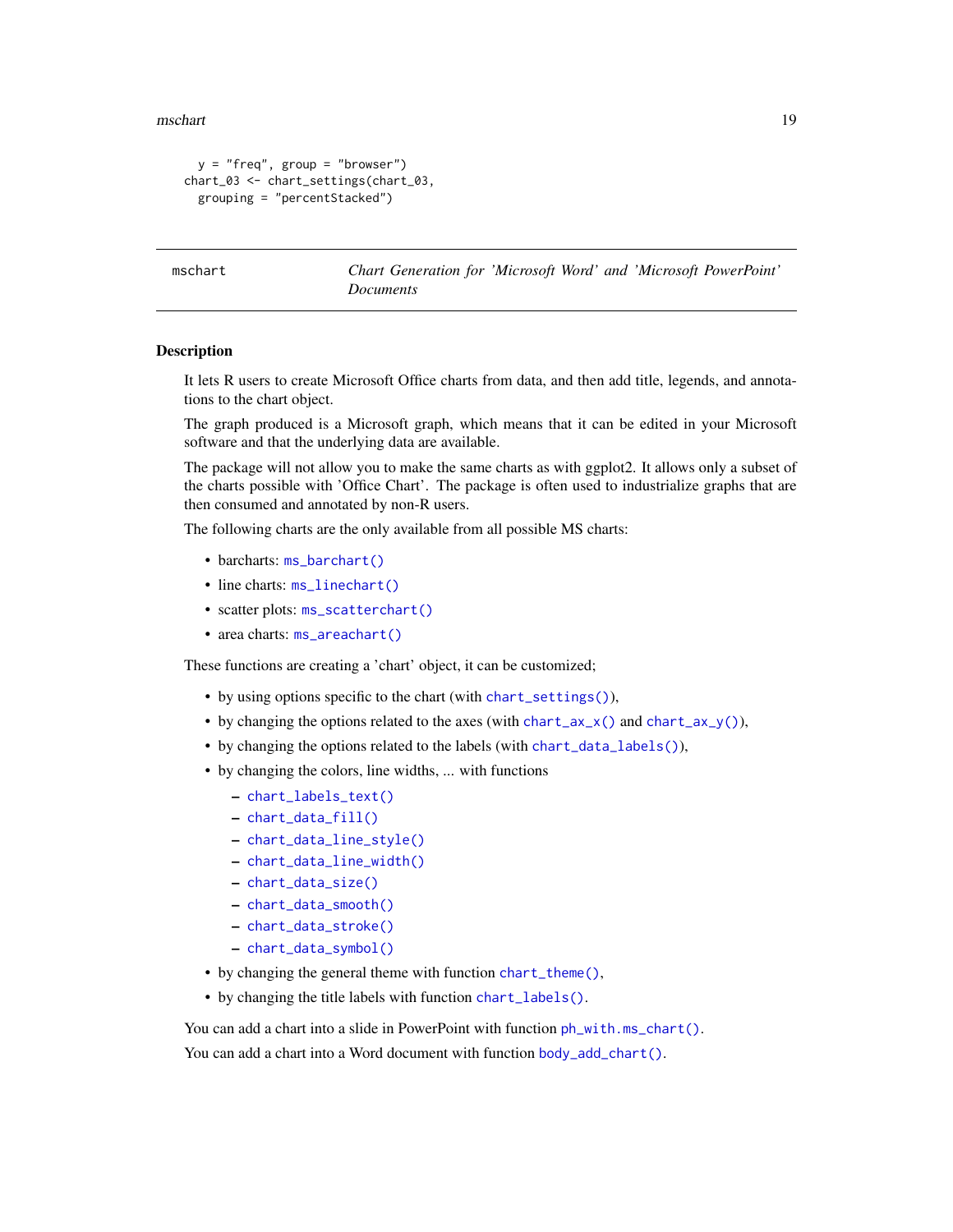```
  y = "freq", group = "browser")
chart_03 <- chart_settings(chart_03,
  grouping = "percentStacked")
```

---

mschart — *Chart Generation for 'Microsoft Word' and 'Microsoft PowerPoint' Documents*

---

### Description

It lets R users to create Microsoft Office charts from data, and then add title, legends, and annotations to the chart object.

The graph produced is a Microsoft graph, which means that it can be edited in your Microsoft software and that the underlying data are available.

The package will not allow you to make the same charts as with ggplot2. It allows only a subset of the charts possible with 'Office Chart'. The package is often used to industrialize graphs that are then consumed and annotated by non-R users.

The following charts are the only available from all possible MS charts:

- barcharts: `ms_barchart()`
- line charts: `ms_linechart()`
- scatter plots: `ms_scatterchart()`
- area charts: `ms_areachart()`

These functions are creating a 'chart' object, it can be customized;

- by using options specific to the chart (with `chart_settings()`),
- by changing the options related to the axes (with `chart_ax_x()` and `chart_ax_y()`),
- by changing the options related to the labels (with `chart_data_labels()`),
- by changing the colors, line widths, ... with functions
  - `chart_labels_text()`
  - `chart_data_fill()`
  - `chart_data_line_style()`
  - `chart_data_line_width()`
  - `chart_data_size()`
  - `chart_data_smooth()`
  - `chart_data_stroke()`
  - `chart_data_symbol()`
- by changing the general theme with function `chart_theme()`,
- by changing the title labels with function `chart_labels()`.

You can add a chart into a slide in PowerPoint with function `ph_with.ms_chart()`.

You can add a chart into a Word document with function `body_add_chart()`.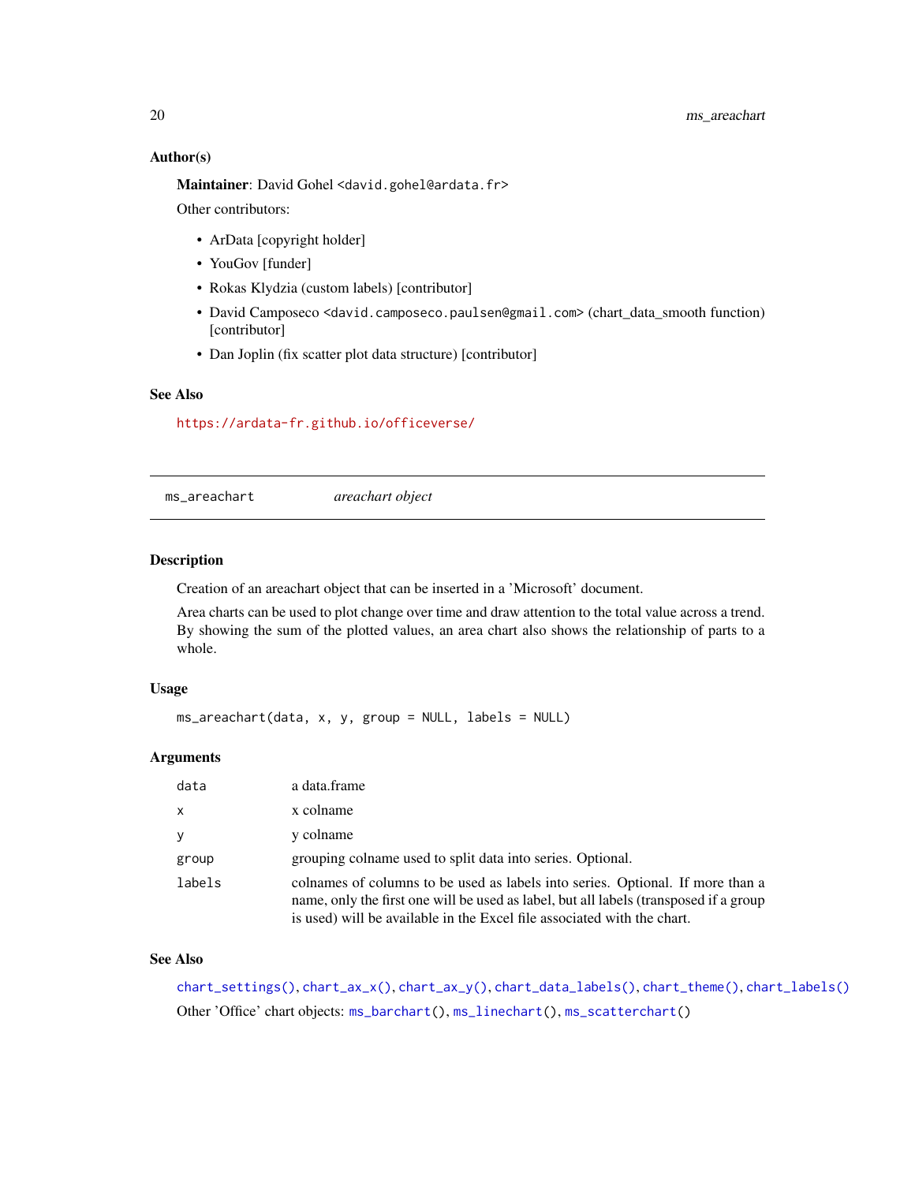### Author(s)

**Maintainer**: David Gohel <david.gohel@ardata.fr>

Other contributors:

- ArData [copyright holder]
- YouGov [funder]
- Rokas Klydzia (custom labels) [contributor]
- David Camposeco <david.camposeco.paulsen@gmail.com> (chart_data_smooth function) [contributor]
- Dan Joplin (fix scatter plot data structure) [contributor]

### See Also

https://ardata-fr.github.io/officeverse/

---

## ms_areachart — *areachart object*

### Description

Creation of an areachart object that can be inserted in a 'Microsoft' document.

Area charts can be used to plot change over time and draw attention to the total value across a trend. By showing the sum of the plotted values, an area chart also shows the relationship of parts to a whole.

### Usage

```
ms_areachart(data, x, y, group = NULL, labels = NULL)
```

### Arguments

| | |
|---|---|
| data | a data.frame |
| x | x colname |
| y | y colname |
| group | grouping colname used to split data into series. Optional. |
| labels | colnames of columns to be used as labels into series. Optional. If more than a name, only the first one will be used as label, but all labels (transposed if a group is used) will be available in the Excel file associated with the chart. |

### See Also

chart_settings(), chart_ax_x(), chart_ax_y(), chart_data_labels(), chart_theme(), chart_labels()

Other 'Office' chart objects: ms_barchart(), ms_linechart(), ms_scatterchart()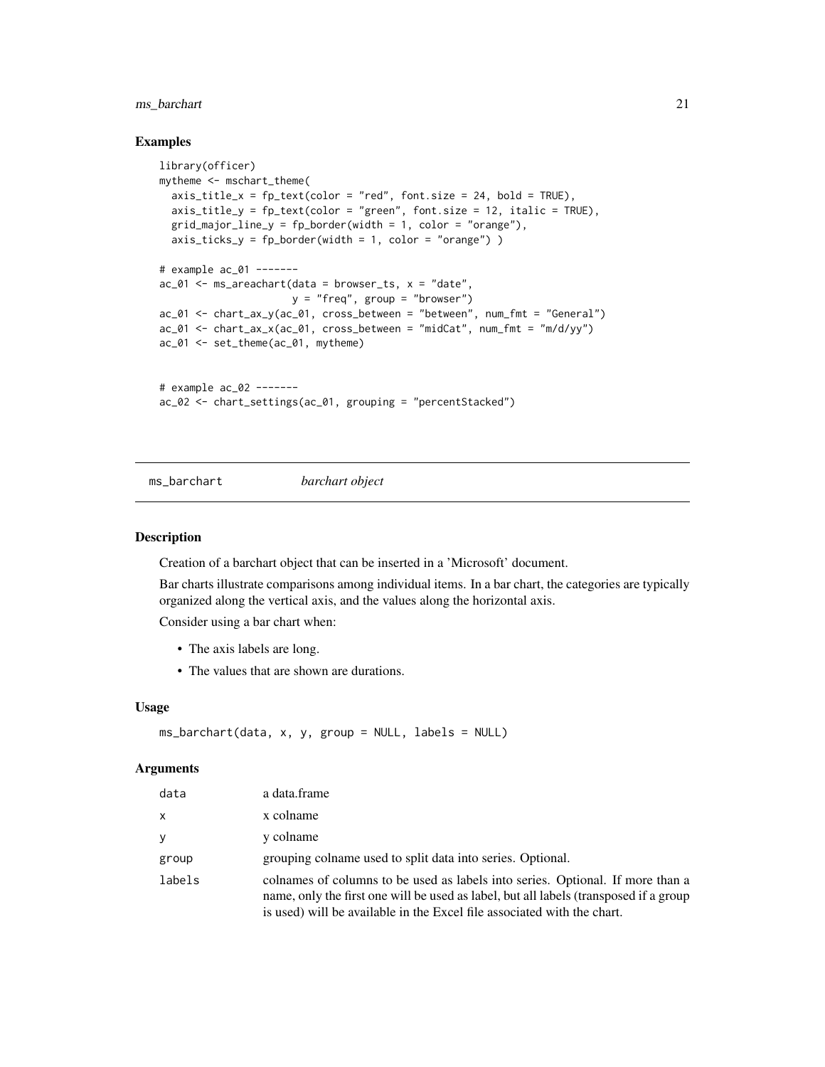### Examples

```
library(officer)
mytheme <- mschart_theme(
  axis_title_x = fp_text(color = "red", font.size = 24, bold = TRUE),
  axis_title_y = fp_text(color = "green", font.size = 12, italic = TRUE),
  grid_major_line_y = fp_border(width = 1, color = "orange"),
  axis_ticks_y = fp_border(width = 1, color = "orange") )

# example ac_01 -------
ac_01 <- ms_areachart(data = browser_ts, x = "date",
                      y = "freq", group = "browser")
ac_01 <- chart_ax_y(ac_01, cross_between = "between", num_fmt = "General")
ac_01 <- chart_ax_x(ac_01, cross_between = "midCat", num_fmt = "m/d/yy")
ac_01 <- set_theme(ac_01, mytheme)


# example ac_02 -------
ac_02 <- chart_settings(ac_01, grouping = "percentStacked")
```

---

## ms_barchart *barchart object*

---

### Description

Creation of a barchart object that can be inserted in a 'Microsoft' document.

Bar charts illustrate comparisons among individual items. In a bar chart, the categories are typically organized along the vertical axis, and the values along the horizontal axis.

Consider using a bar chart when:

- The axis labels are long.
- The values that are shown are durations.

### Usage

```
ms_barchart(data, x, y, group = NULL, labels = NULL)
```

### Arguments

| | |
|---|---|
| data | a data.frame |
| x | x colname |
| y | y colname |
| group | grouping colname used to split data into series. Optional. |
| labels | colnames of columns to be used as labels into series. Optional. If more than a name, only the first one will be used as label, but all labels (transposed if a group is used) will be available in the Excel file associated with the chart. |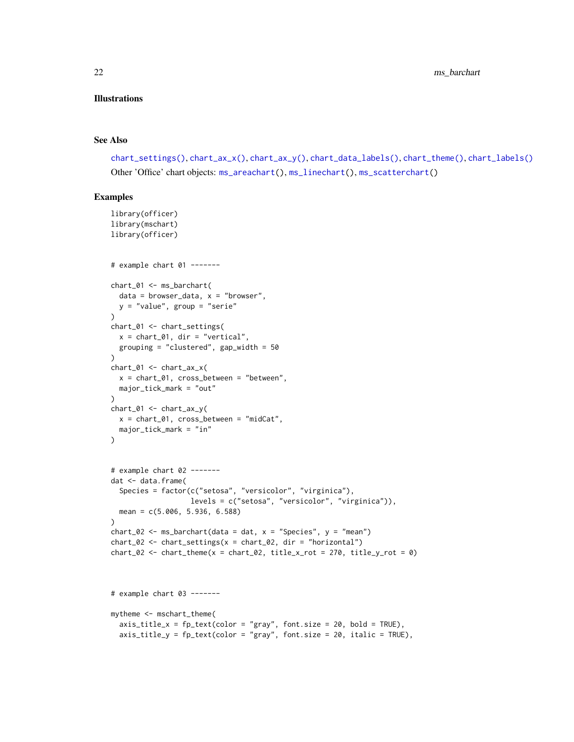### Illustrations

### See Also

chart_settings(), chart_ax_x(), chart_ax_y(), chart_data_labels(), chart_theme(), chart_labels()

Other 'Office' chart objects: ms_areachart(), ms_linechart(), ms_scatterchart()

### Examples

```
library(officer)
library(mschart)
library(officer)


# example chart 01 -------

chart_01 <- ms_barchart(
  data = browser_data, x = "browser",
  y = "value", group = "serie"
)
chart_01 <- chart_settings(
  x = chart_01, dir = "vertical",
  grouping = "clustered", gap_width = 50
)
chart_01 <- chart_ax_x(
  x = chart_01, cross_between = "between",
  major_tick_mark = "out"
)
chart_01 <- chart_ax_y(
  x = chart_01, cross_between = "midCat",
  major_tick_mark = "in"
)


# example chart 02 -------
dat <- data.frame(
  Species = factor(c("setosa", "versicolor", "virginica"),
                   levels = c("setosa", "versicolor", "virginica")),
  mean = c(5.006, 5.936, 6.588)
)
chart_02 <- ms_barchart(data = dat, x = "Species", y = "mean")
chart_02 <- chart_settings(x = chart_02, dir = "horizontal")
chart_02 <- chart_theme(x = chart_02, title_x_rot = 270, title_y_rot = 0)



# example chart 03 -------

mytheme <- mschart_theme(
  axis_title_x = fp_text(color = "gray", font.size = 20, bold = TRUE),
  axis_title_y = fp_text(color = "gray", font.size = 20, italic = TRUE),
```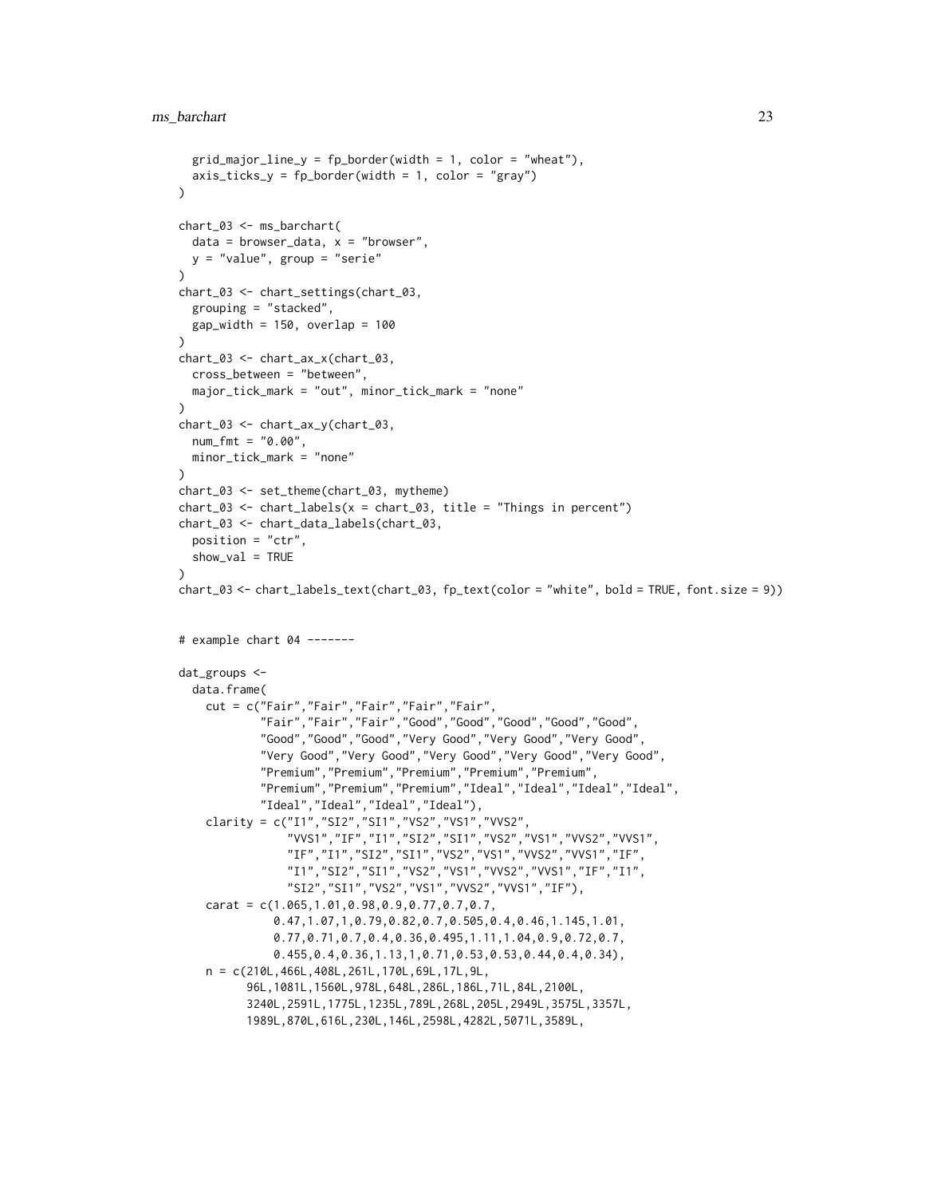```
  grid_major_line_y = fp_border(width = 1, color = "wheat"),
  axis_ticks_y = fp_border(width = 1, color = "gray")
)

chart_03 <- ms_barchart(
  data = browser_data, x = "browser",
  y = "value", group = "serie"
)
chart_03 <- chart_settings(chart_03,
  grouping = "stacked",
  gap_width = 150, overlap = 100
)
chart_03 <- chart_ax_x(chart_03,
  cross_between = "between",
  major_tick_mark = "out", minor_tick_mark = "none"
)
chart_03 <- chart_ax_y(chart_03,
  num_fmt = "0.00",
  minor_tick_mark = "none"
)
chart_03 <- set_theme(chart_03, mytheme)
chart_03 <- chart_labels(x = chart_03, title = "Things in percent")
chart_03 <- chart_data_labels(chart_03,
  position = "ctr",
  show_val = TRUE
)
chart_03 <- chart_labels_text(chart_03, fp_text(color = "white", bold = TRUE, font.size = 9))


# example chart 04 -------

dat_groups <-
  data.frame(
    cut = c("Fair","Fair","Fair","Fair","Fair",
            "Fair","Fair","Fair","Good","Good","Good","Good","Good",
            "Good","Good","Good","Very Good","Very Good","Very Good",
            "Very Good","Very Good","Very Good","Very Good","Very Good",
            "Premium","Premium","Premium","Premium","Premium",
            "Premium","Premium","Premium","Ideal","Ideal","Ideal","Ideal",
            "Ideal","Ideal","Ideal","Ideal"),
    clarity = c("I1","SI2","SI1","VS2","VS1","VVS2",
                "VVS1","IF","I1","SI2","SI1","VS2","VS1","VVS2","VVS1",
                "IF","I1","SI2","SI1","VS2","VS1","VVS2","VVS1","IF",
                "I1","SI2","SI1","VS2","VS1","VVS2","VVS1","IF","I1",
                "SI2","SI1","VS2","VS1","VVS2","VVS1","IF"),
    carat = c(1.065,1.01,0.98,0.9,0.77,0.7,0.7,
              0.47,1.07,1,0.79,0.82,0.7,0.505,0.4,0.46,1.145,1.01,
              0.77,0.71,0.7,0.4,0.36,0.495,1.11,1.04,0.9,0.72,0.7,
              0.455,0.4,0.36,1.13,1,0.71,0.53,0.53,0.44,0.4,0.34),
    n = c(210L,466L,408L,261L,170L,69L,17L,9L,
          96L,1081L,1560L,978L,648L,286L,186L,71L,84L,2100L,
          3240L,2591L,1775L,1235L,789L,268L,205L,2949L,3575L,3357L,
          1989L,870L,616L,230L,146L,2598L,4282L,5071L,3589L,
```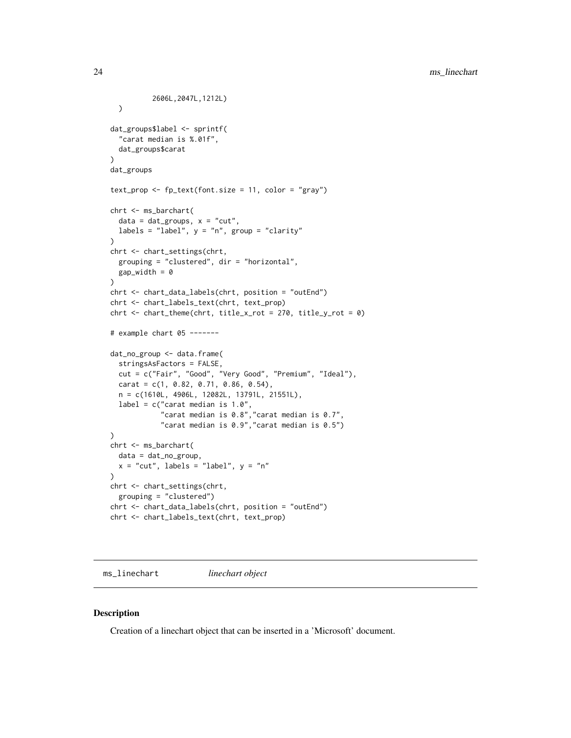```
          2606L,2047L,1212L)
  )

dat_groups$label <- sprintf(
  "carat median is %.01f",
  dat_groups$carat
)
dat_groups

text_prop <- fp_text(font.size = 11, color = "gray")

chrt <- ms_barchart(
  data = dat_groups, x = "cut",
  labels = "label", y = "n", group = "clarity"
)
chrt <- chart_settings(chrt,
  grouping = "clustered", dir = "horizontal",
  gap_width = 0
)
chrt <- chart_data_labels(chrt, position = "outEnd")
chrt <- chart_labels_text(chrt, text_prop)
chrt <- chart_theme(chrt, title_x_rot = 270, title_y_rot = 0)

# example chart 05 -------

dat_no_group <- data.frame(
  stringsAsFactors = FALSE,
  cut = c("Fair", "Good", "Very Good", "Premium", "Ideal"),
  carat = c(1, 0.82, 0.71, 0.86, 0.54),
  n = c(1610L, 4906L, 12082L, 13791L, 21551L),
  label = c("carat median is 1.0",
            "carat median is 0.8","carat median is 0.7",
            "carat median is 0.9","carat median is 0.5")
)
chrt <- ms_barchart(
  data = dat_no_group,
  x = "cut", labels = "label", y = "n"
)
chrt <- chart_settings(chrt,
  grouping = "clustered")
chrt <- chart_data_labels(chrt, position = "outEnd")
chrt <- chart_labels_text(chrt, text_prop)
```

## ms_linechart    *linechart object*

### Description

Creation of a linechart object that can be inserted in a 'Microsoft' document.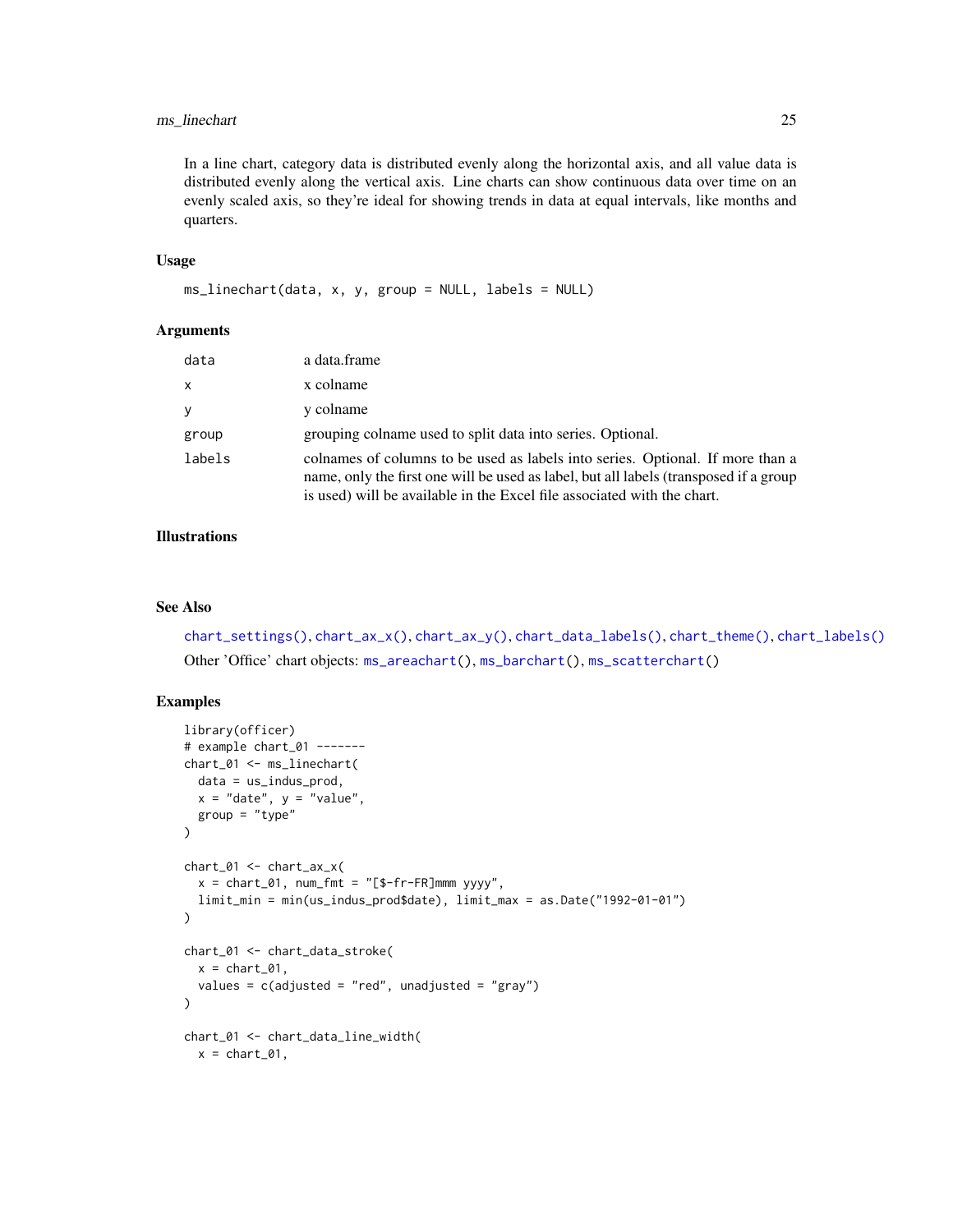In a line chart, category data is distributed evenly along the horizontal axis, and all value data is distributed evenly along the vertical axis. Line charts can show continuous data over time on an evenly scaled axis, so they're ideal for showing trends in data at equal intervals, like months and quarters.

## Usage

```
ms_linechart(data, x, y, group = NULL, labels = NULL)
```

## Arguments

| | |
|---|---|
| data | a data.frame |
| x | x colname |
| y | y colname |
| group | grouping colname used to split data into series. Optional. |
| labels | colnames of columns to be used as labels into series. Optional. If more than a name, only the first one will be used as label, but all labels (transposed if a group is used) will be available in the Excel file associated with the chart. |

## Illustrations

## See Also

chart_settings(), chart_ax_x(), chart_ax_y(), chart_data_labels(), chart_theme(), chart_labels()

Other 'Office' chart objects: ms_areachart(), ms_barchart(), ms_scatterchart()

## Examples

```
library(officer)
# example chart_01 -------
chart_01 <- ms_linechart(
  data = us_indus_prod,
  x = "date", y = "value",
  group = "type"
)

chart_01 <- chart_ax_x(
  x = chart_01, num_fmt = "[$-fr-FR]mmm yyyy",
  limit_min = min(us_indus_prod$date), limit_max = as.Date("1992-01-01")
)

chart_01 <- chart_data_stroke(
  x = chart_01,
  values = c(adjusted = "red", unadjusted = "gray")
)

chart_01 <- chart_data_line_width(
  x = chart_01,
```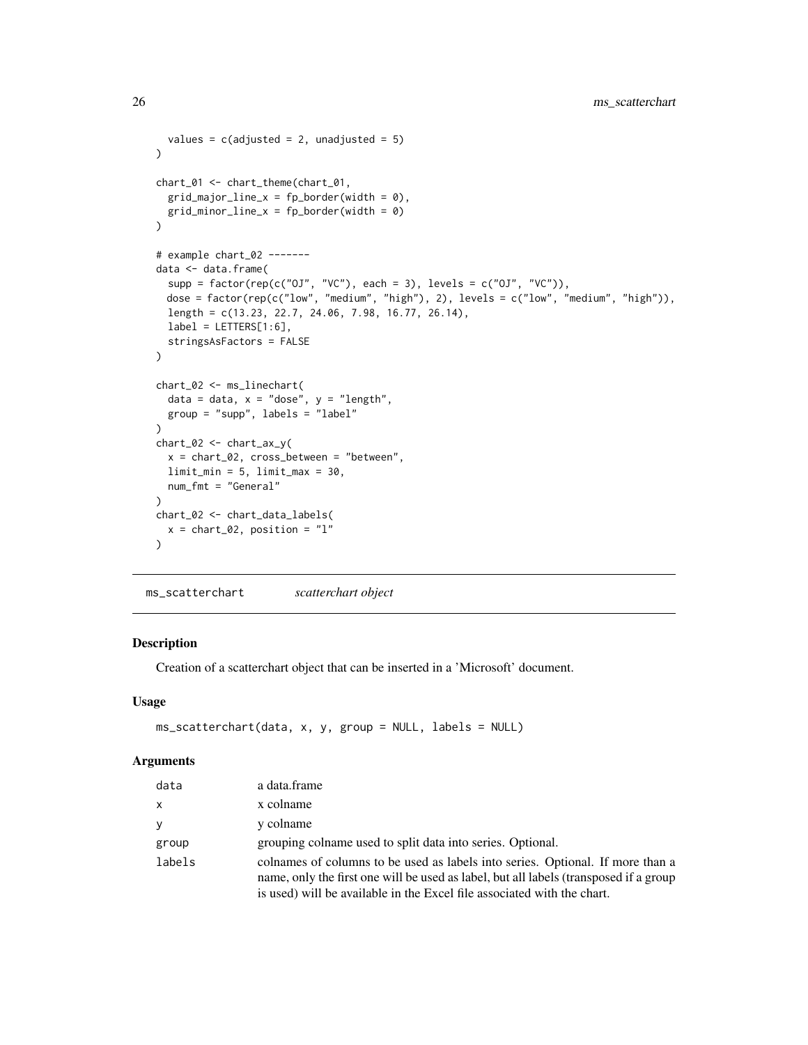```
  values = c(adjusted = 2, unadjusted = 5)
)

chart_01 <- chart_theme(chart_01,
  grid_major_line_x = fp_border(width = 0),
  grid_minor_line_x = fp_border(width = 0)
)

# example chart_02 -------
data <- data.frame(
  supp = factor(rep(c("OJ", "VC"), each = 3), levels = c("OJ", "VC")),
  dose = factor(rep(c("low", "medium", "high"), 2), levels = c("low", "medium", "high")),
  length = c(13.23, 22.7, 24.06, 7.98, 16.77, 26.14),
  label = LETTERS[1:6],
  stringsAsFactors = FALSE
)

chart_02 <- ms_linechart(
  data = data, x = "dose", y = "length",
  group = "supp", labels = "label"
)
chart_02 <- chart_ax_y(
  x = chart_02, cross_between = "between",
  limit_min = 5, limit_max = 30,
  num_fmt = "General"
)
chart_02 <- chart_data_labels(
  x = chart_02, position = "l"
)
```

## ms_scatterchart    *scatterchart object*

### Description

Creation of a scatterchart object that can be inserted in a 'Microsoft' document.

### Usage

```
ms_scatterchart(data, x, y, group = NULL, labels = NULL)
```

### Arguments

| | |
|---|---|
| data | a data.frame |
| x | x colname |
| y | y colname |
| group | grouping colname used to split data into series. Optional. |
| labels | colnames of columns to be used as labels into series. Optional. If more than a name, only the first one will be used as label, but all labels (transposed if a group is used) will be available in the Excel file associated with the chart. |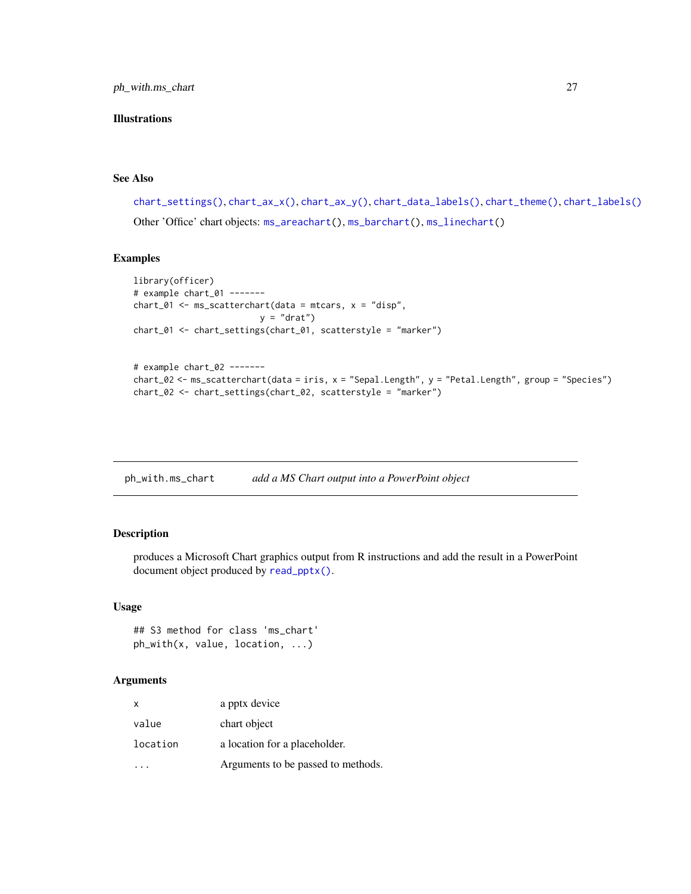### Illustrations

### See Also

chart_settings(), chart_ax_x(), chart_ax_y(), chart_data_labels(), chart_theme(), chart_labels()

Other 'Office' chart objects: ms_areachart(), ms_barchart(), ms_linechart()

### Examples

```
library(officer)
# example chart_01 -------
chart_01 <- ms_scatterchart(data = mtcars, x = "disp",
                           y = "drat")
chart_01 <- chart_settings(chart_01, scatterstyle = "marker")


# example chart_02 -------
chart_02 <- ms_scatterchart(data = iris, x = "Sepal.Length", y = "Petal.Length", group = "Species")
chart_02 <- chart_settings(chart_02, scatterstyle = "marker")
```

---

## ph_with.ms_chart — *add a MS Chart output into a PowerPoint object*

### Description

produces a Microsoft Chart graphics output from R instructions and add the result in a PowerPoint document object produced by read_pptx().

### Usage

```
## S3 method for class 'ms_chart'
ph_with(x, value, location, ...)
```

### Arguments

| | |
|---|---|
| x | a pptx device |
| value | chart object |
| location | a location for a placeholder. |
| ... | Arguments to be passed to methods. |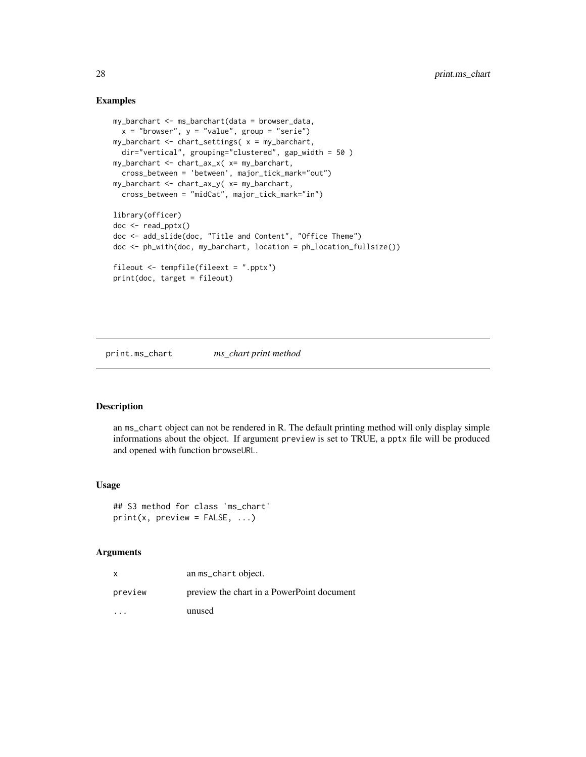## Examples

```
my_barchart <- ms_barchart(data = browser_data,
  x = "browser", y = "value", group = "serie")
my_barchart <- chart_settings( x = my_barchart,
  dir="vertical", grouping="clustered", gap_width = 50 )
my_barchart <- chart_ax_x( x= my_barchart,
  cross_between = 'between', major_tick_mark="out")
my_barchart <- chart_ax_y( x= my_barchart,
  cross_between = "midCat", major_tick_mark="in")

library(officer)
doc <- read_pptx()
doc <- add_slide(doc, "Title and Content", "Office Theme")
doc <- ph_with(doc, my_barchart, location = ph_location_fullsize())

fileout <- tempfile(fileext = ".pptx")
print(doc, target = fileout)
```

---

# print.ms_chart *ms_chart print method*

---

## Description

an `ms_chart` object can not be rendered in R. The default printing method will only display simple informations about the object. If argument `preview` is set to TRUE, a `pptx` file will be produced and opened with function `browseURL`.

## Usage

```
## S3 method for class 'ms_chart'
print(x, preview = FALSE, ...)
```

## Arguments

| | |
|---|---|
| x | an `ms_chart` object. |
| preview | preview the chart in a PowerPoint document |
| ... | unused |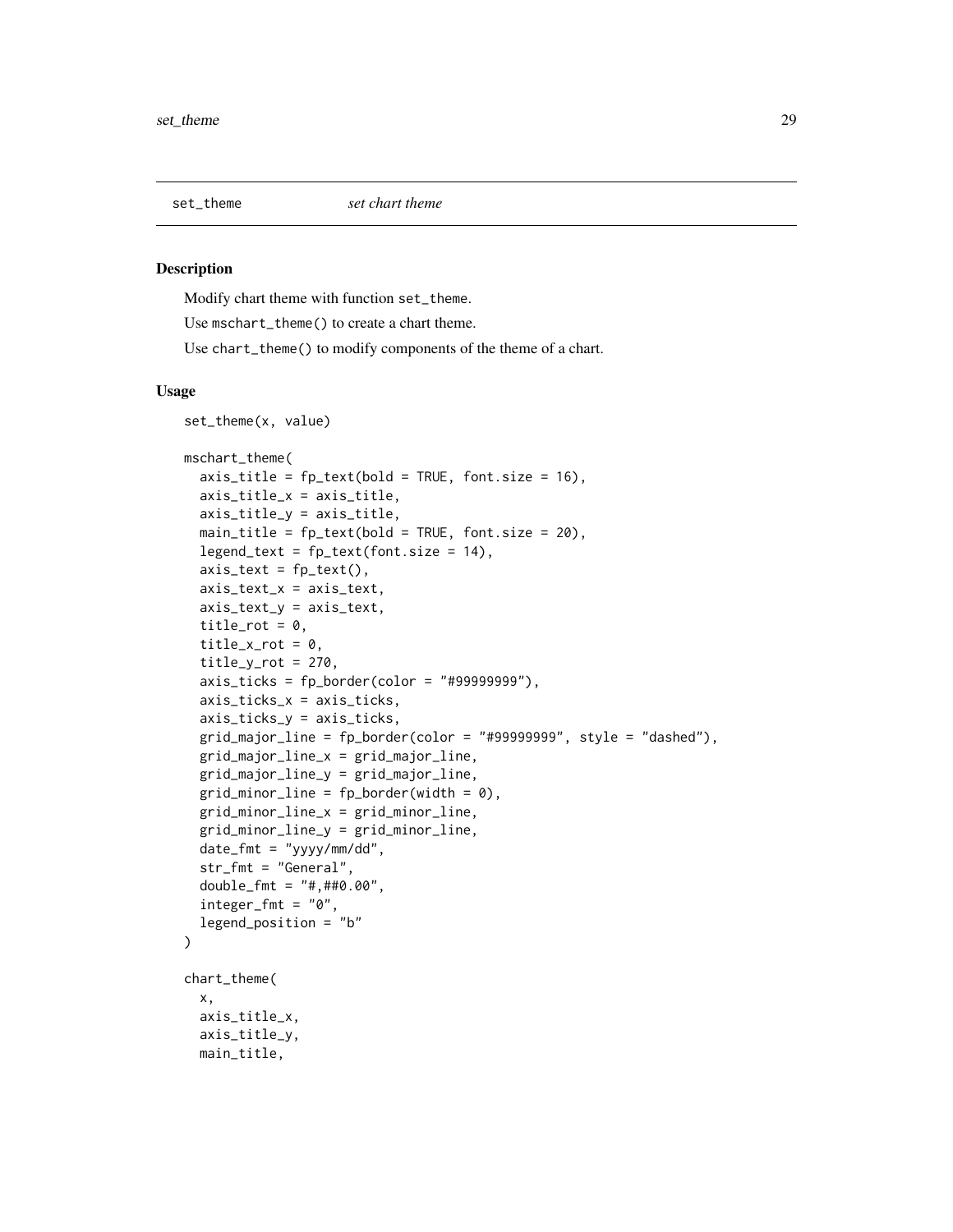## set_theme *set chart theme*

### Description

Modify chart theme with function set_theme.

Use mschart_theme() to create a chart theme.

Use chart_theme() to modify components of the theme of a chart.

### Usage

```
set_theme(x, value)

mschart_theme(
  axis_title = fp_text(bold = TRUE, font.size = 16),
  axis_title_x = axis_title,
  axis_title_y = axis_title,
  main_title = fp_text(bold = TRUE, font.size = 20),
  legend_text = fp_text(font.size = 14),
  axis_text = fp_text(),
  axis_text_x = axis_text,
  axis_text_y = axis_text,
  title_rot = 0,
  title_x_rot = 0,
  title_y_rot = 270,
  axis_ticks = fp_border(color = "#99999999"),
  axis_ticks_x = axis_ticks,
  axis_ticks_y = axis_ticks,
  grid_major_line = fp_border(color = "#99999999", style = "dashed"),
  grid_major_line_x = grid_major_line,
  grid_major_line_y = grid_major_line,
  grid_minor_line = fp_border(width = 0),
  grid_minor_line_x = grid_minor_line,
  grid_minor_line_y = grid_minor_line,
  date_fmt = "yyyy/mm/dd",
  str_fmt = "General",
  double_fmt = "#,##0.00",
  integer_fmt = "0",
  legend_position = "b"
)

chart_theme(
  x,
  axis_title_x,
  axis_title_y,
  main_title,
```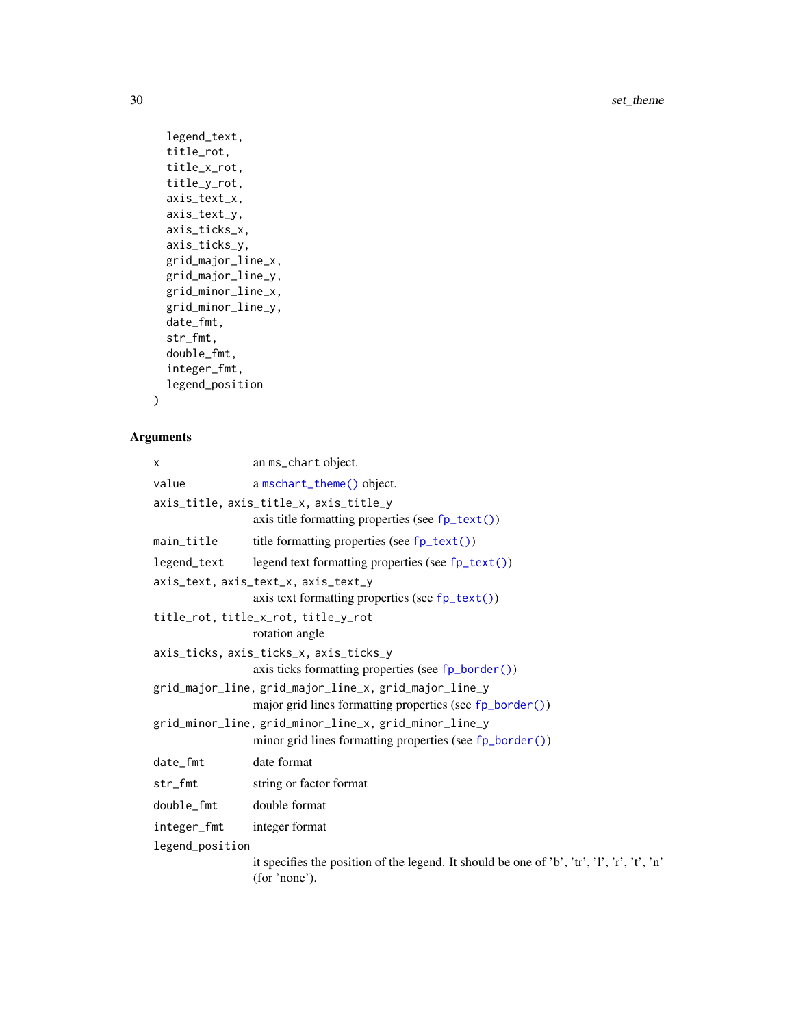```
  legend_text,
  title_rot,
  title_x_rot,
  title_y_rot,
  axis_text_x,
  axis_text_y,
  axis_ticks_x,
  axis_ticks_y,
  grid_major_line_x,
  grid_major_line_y,
  grid_minor_line_x,
  grid_minor_line_y,
  date_fmt,
  str_fmt,
  double_fmt,
  integer_fmt,
  legend_position
)
```

### Arguments

`x` an `ms_chart` object.

`value` a `mschart_theme()` object.

`axis_title, axis_title_x, axis_title_y` axis title formatting properties (see `fp_text()`)

`main_title` title formatting properties (see `fp_text()`)

`legend_text` legend text formatting properties (see `fp_text()`)

`axis_text, axis_text_x, axis_text_y` axis text formatting properties (see `fp_text()`)

`title_rot, title_x_rot, title_y_rot` rotation angle

`axis_ticks, axis_ticks_x, axis_ticks_y` axis ticks formatting properties (see `fp_border()`)

`grid_major_line, grid_major_line_x, grid_major_line_y` major grid lines formatting properties (see `fp_border()`)

`grid_minor_line, grid_minor_line_x, grid_minor_line_y` minor grid lines formatting properties (see `fp_border()`)

`date_fmt` date format

`str_fmt` string or factor format

`double_fmt` double format

`integer_fmt` integer format

`legend_position` it specifies the position of the legend. It should be one of 'b', 'tr', 'l', 'r', 't', 'n' (for 'none').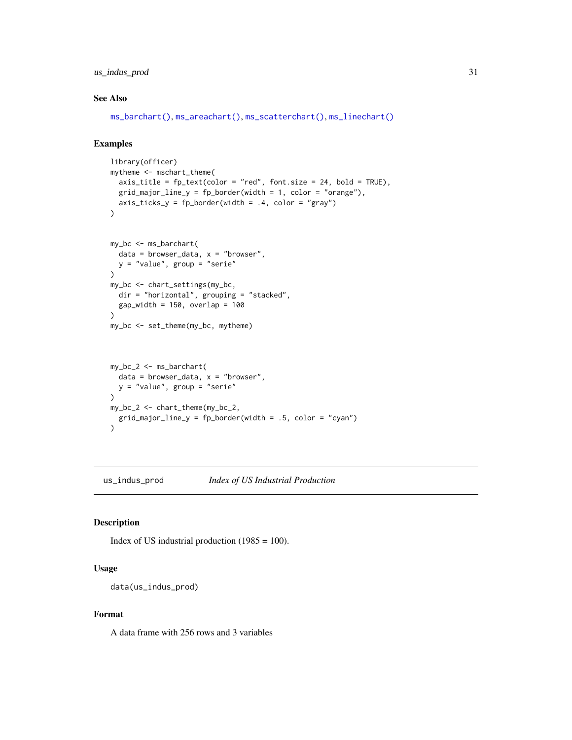### See Also

ms_barchart(), ms_areachart(), ms_scatterchart(), ms_linechart()

### Examples

```
library(officer)
mytheme <- mschart_theme(
  axis_title = fp_text(color = "red", font.size = 24, bold = TRUE),
  grid_major_line_y = fp_border(width = 1, color = "orange"),
  axis_ticks_y = fp_border(width = .4, color = "gray")
)


my_bc <- ms_barchart(
  data = browser_data, x = "browser",
  y = "value", group = "serie"
)
my_bc <- chart_settings(my_bc,
  dir = "horizontal", grouping = "stacked",
  gap_width = 150, overlap = 100
)
my_bc <- set_theme(my_bc, mytheme)



my_bc_2 <- ms_barchart(
  data = browser_data, x = "browser",
  y = "value", group = "serie"
)
my_bc_2 <- chart_theme(my_bc_2,
  grid_major_line_y = fp_border(width = .5, color = "cyan")
)
```

---

## us_indus_prod *Index of US Industrial Production*

---

### Description

Index of US industrial production (1985 = 100).

### Usage

```
data(us_indus_prod)
```

### Format

A data frame with 256 rows and 3 variables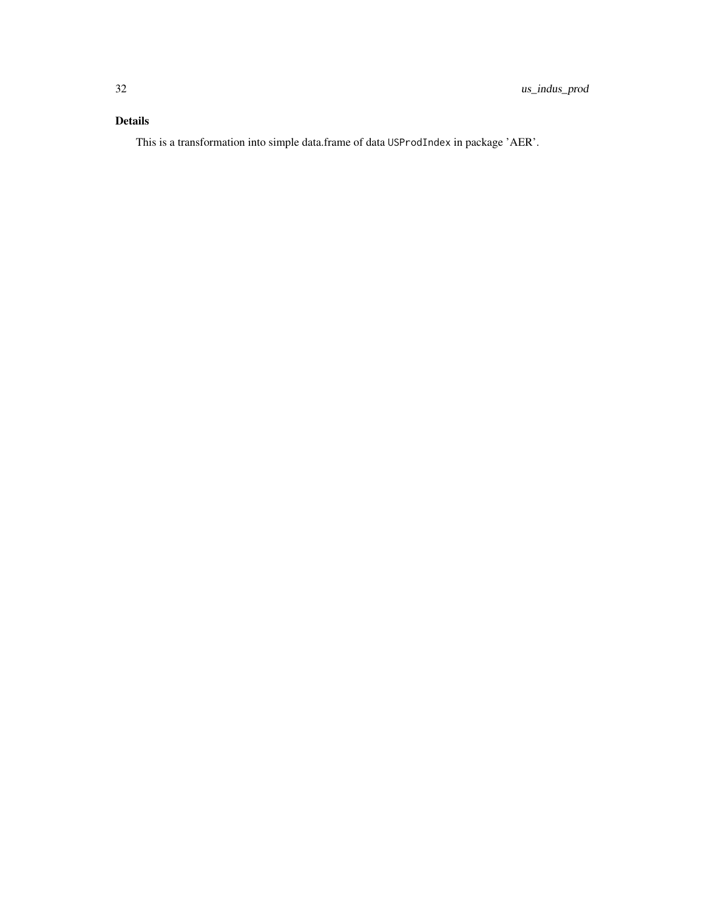### Details

This is a transformation into simple data.frame of data `USProdIndex` in package 'AER'.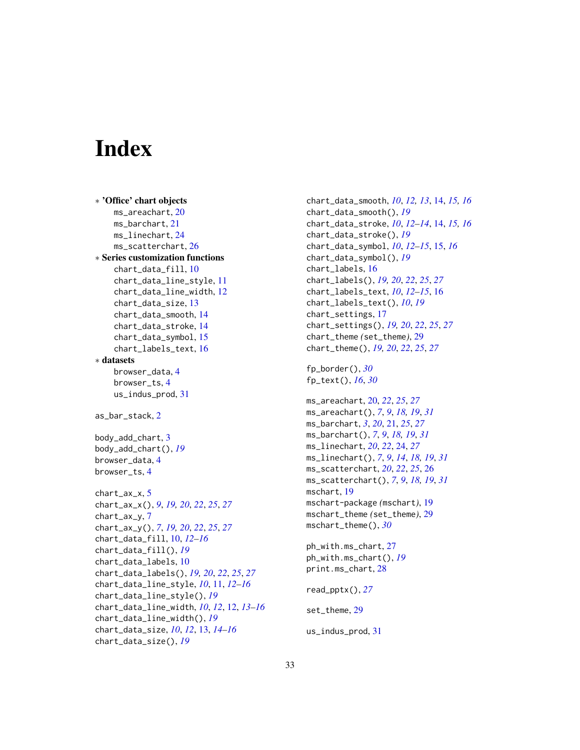# Index

* **'Office' chart objects**
  - ms_areachart, 20
  - ms_barchart, 21
  - ms_linechart, 24
  - ms_scatterchart, 26
* **Series customization functions**
  - chart_data_fill, 10
  - chart_data_line_style, 11
  - chart_data_line_width, 12
  - chart_data_size, 13
  - chart_data_smooth, 14
  - chart_data_stroke, 14
  - chart_data_symbol, 15
  - chart_labels_text, 16
* **datasets**
  - browser_data, 4
  - browser_ts, 4
  - us_indus_prod, 31

as_bar_stack, 2

body_add_chart, 3
body_add_chart(), *19*
browser_data, 4
browser_ts, 4

chart_ax_x, 5
chart_ax_x(), *9*, *19, 20*, *22*, *25*, *27*
chart_ax_y, 7
chart_ax_y(), *7*, *19, 20*, *22*, *25*, *27*
chart_data_fill, 10, *12–16*
chart_data_fill(), *19*
chart_data_labels, 10
chart_data_labels(), *19, 20*, *22*, *25*, *27*
chart_data_line_style, *10*, 11, *12–16*
chart_data_line_style(), *19*
chart_data_line_width, *10*, *12*, 12, *13–16*
chart_data_line_width(), *19*
chart_data_size, *10*, *12*, 13, *14–16*
chart_data_size(), *19*
chart_data_smooth, *10*, *12, 13*, 14, *15, 16*
chart_data_smooth(), *19*
chart_data_stroke, *10*, *12–14*, 14, *15, 16*
chart_data_stroke(), *19*
chart_data_symbol, *10*, *12–15*, 15, *16*
chart_data_symbol(), *19*
chart_labels, 16
chart_labels(), *19, 20*, *22*, *25*, *27*
chart_labels_text, *10*, *12–15*, 16
chart_labels_text(), *10*, *19*
chart_settings, 17
chart_settings(), *19, 20*, *22*, *25*, *27*
chart_theme *(*set_theme*)*, 29
chart_theme(), *19, 20*, *22*, *25*, *27*

fp_border(), *30*
fp_text(), *16*, *30*

ms_areachart, 20, *22*, *25*, *27*
ms_areachart(), *7*, *9*, *18, 19*, *31*
ms_barchart, *3*, *20*, 21, *25*, *27*
ms_barchart(), *7*, *9*, *18, 19*, *31*
ms_linechart, *20*, *22*, 24, *27*
ms_linechart(), *7*, *9*, *14*, *18, 19*, *31*
ms_scatterchart, *20*, *22*, *25*, 26
ms_scatterchart(), *7*, *9*, *18, 19*, *31*
mschart, 19
mschart-package *(*mschart*)*, 19
mschart_theme *(*set_theme*)*, 29
mschart_theme(), *30*

ph_with.ms_chart, 27
ph_with.ms_chart(), *19*
print.ms_chart, 28

read_pptx(), *27*

set_theme, 29

us_indus_prod, 31